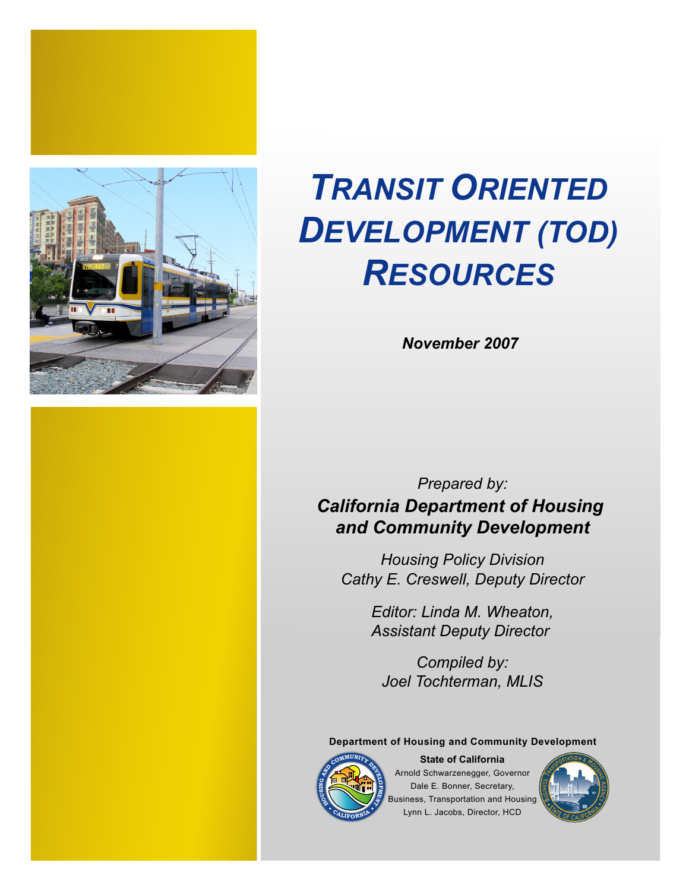# *Transit Oriented Development (TOD) Resources*

***November 2007***

*Prepared by:*

***California Department of Housing and Community Development***

*Housing Policy Division*
*Cathy E. Creswell, Deputy Director*

*Editor: Linda M. Wheaton,*
*Assistant Deputy Director*

*Compiled by:*
*Joel Tochterman, MLIS*

**Department of Housing and Community Development**

**State of California**
Arnold Schwarzenegger, Governor
Dale E. Bonner, Secretary,
Business, Transportation and Housing
Lynn L. Jacobs, Director, HCD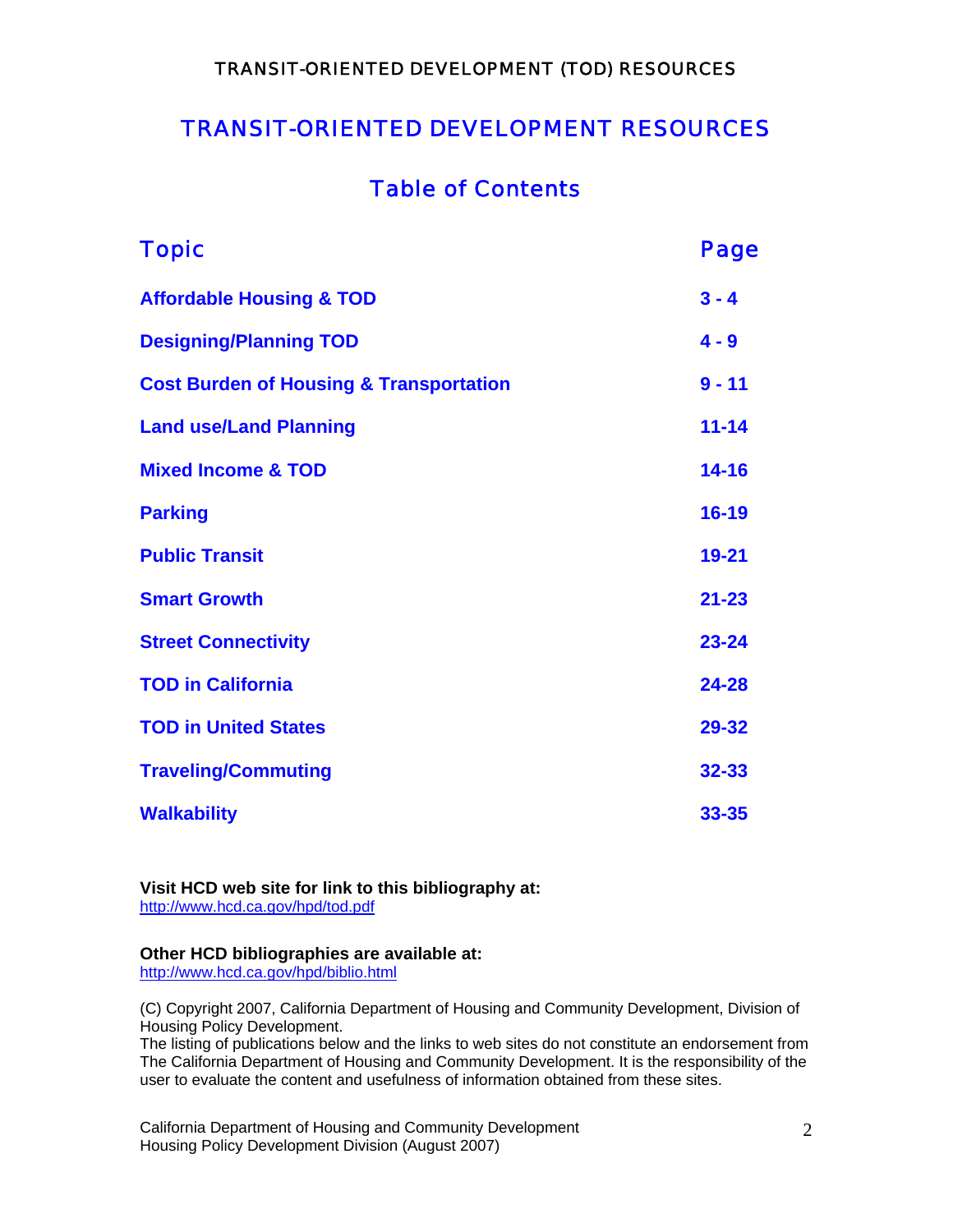# TRANSIT-ORIENTED DEVELOPMENT RESOURCES

## Table of Contents

| Topic | Page |
|---|---|
| **Affordable Housing & TOD** | **3 - 4** |
| **Designing/Planning TOD** | **4 - 9** |
| **Cost Burden of Housing & Transportation** | **9 - 11** |
| **Land use/Land Planning** | **11-14** |
| **Mixed Income & TOD** | **14-16** |
| **Parking** | **16-19** |
| **Public Transit** | **19-21** |
| **Smart Growth** | **21-23** |
| **Street Connectivity** | **23-24** |
| **TOD in California** | **24-28** |
| **TOD in United States** | **29-32** |
| **Traveling/Commuting** | **32-33** |
| **Walkability** | **33-35** |

**Visit HCD web site for link to this bibliography at:**
http://www.hcd.ca.gov/hpd/tod.pdf

**Other HCD bibliographies are available at:**
http://www.hcd.ca.gov/hpd/biblio.html

(C) Copyright 2007, California Department of Housing and Community Development, Division of Housing Policy Development.
The listing of publications below and the links to web sites do not constitute an endorsement from The California Department of Housing and Community Development. It is the responsibility of the user to evaluate the content and usefulness of information obtained from these sites.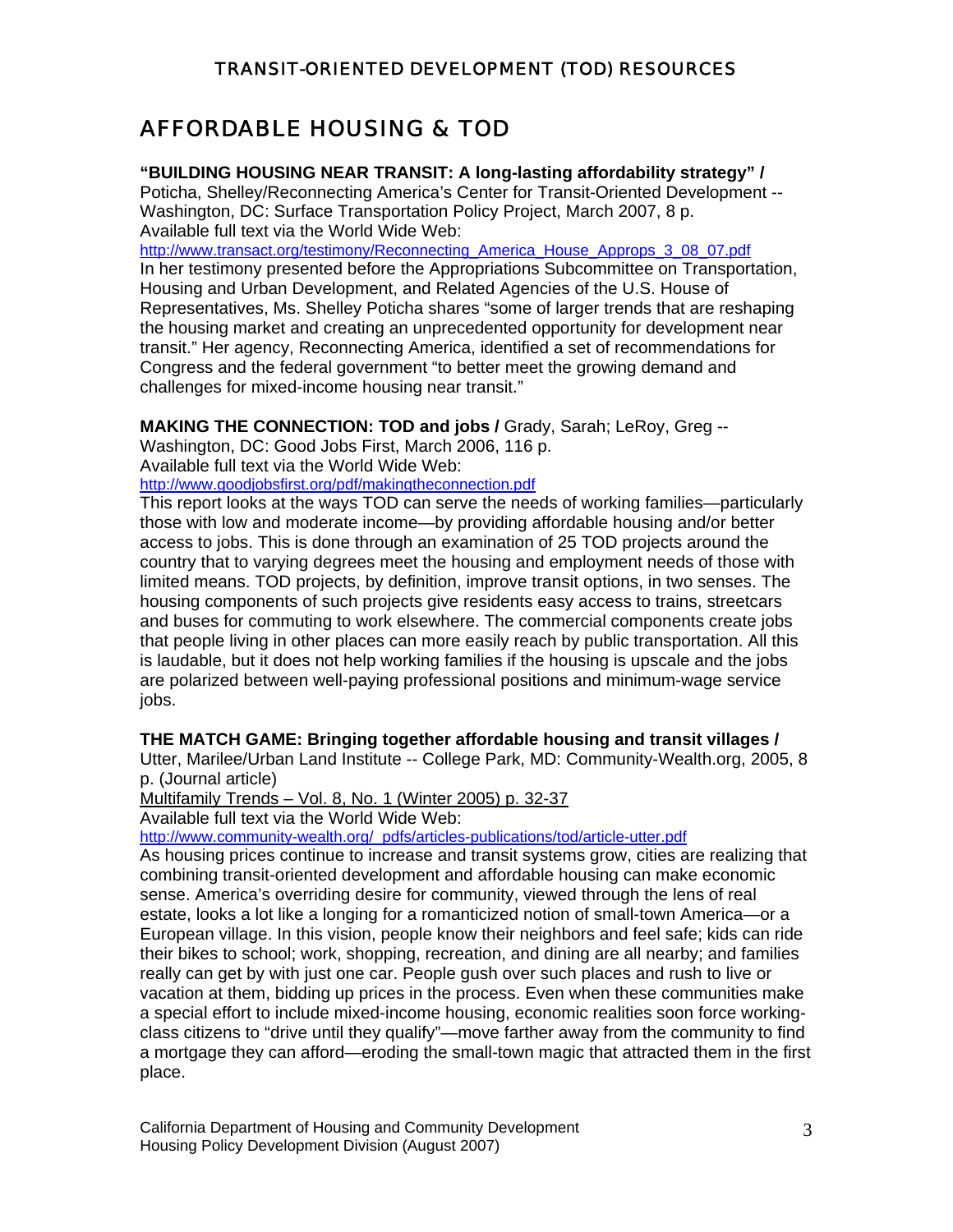## AFFORDABLE HOUSING & TOD

**"BUILDING HOUSING NEAR TRANSIT: A long-lasting affordability strategy" /** Poticha, Shelley/Reconnecting America's Center for Transit-Oriented Development -- Washington, DC: Surface Transportation Policy Project, March 2007, 8 p.
Available full text via the World Wide Web:
http://www.transact.org/testimony/Reconnecting_America_House_Approps_3_08_07.pdf
In her testimony presented before the Appropriations Subcommittee on Transportation, Housing and Urban Development, and Related Agencies of the U.S. House of Representatives, Ms. Shelley Poticha shares "some of larger trends that are reshaping the housing market and creating an unprecedented opportunity for development near transit." Her agency, Reconnecting America, identified a set of recommendations for Congress and the federal government "to better meet the growing demand and challenges for mixed-income housing near transit."

**MAKING THE CONNECTION: TOD and jobs /** Grady, Sarah; LeRoy, Greg -- Washington, DC: Good Jobs First, March 2006, 116 p.
Available full text via the World Wide Web:
http://www.goodjobsfirst.org/pdf/makingtheconnection.pdf
This report looks at the ways TOD can serve the needs of working families—particularly those with low and moderate income—by providing affordable housing and/or better access to jobs. This is done through an examination of 25 TOD projects around the country that to varying degrees meet the housing and employment needs of those with limited means. TOD projects, by definition, improve transit options, in two senses. The housing components of such projects give residents easy access to trains, streetcars and buses for commuting to work elsewhere. The commercial components create jobs that people living in other places can more easily reach by public transportation. All this is laudable, but it does not help working families if the housing is upscale and the jobs are polarized between well-paying professional positions and minimum-wage service jobs.

**THE MATCH GAME: Bringing together affordable housing and transit villages /** Utter, Marilee/Urban Land Institute -- College Park, MD: Community-Wealth.org, 2005, 8 p. (Journal article)
Multifamily Trends – Vol. 8, No. 1 (Winter 2005) p. 32-37
Available full text via the World Wide Web:
http://www.community-wealth.org/_pdfs/articles-publications/tod/article-utter.pdf
As housing prices continue to increase and transit systems grow, cities are realizing that combining transit-oriented development and affordable housing can make economic sense. America's overriding desire for community, viewed through the lens of real estate, looks a lot like a longing for a romanticized notion of small-town America—or a European village. In this vision, people know their neighbors and feel safe; kids can ride their bikes to school; work, shopping, recreation, and dining are all nearby; and families really can get by with just one car. People gush over such places and rush to live or vacation at them, bidding up prices in the process. Even when these communities make a special effort to include mixed-income housing, economic realities soon force working-class citizens to "drive until they qualify"—move farther away from the community to find a mortgage they can afford—eroding the small-town magic that attracted them in the first place.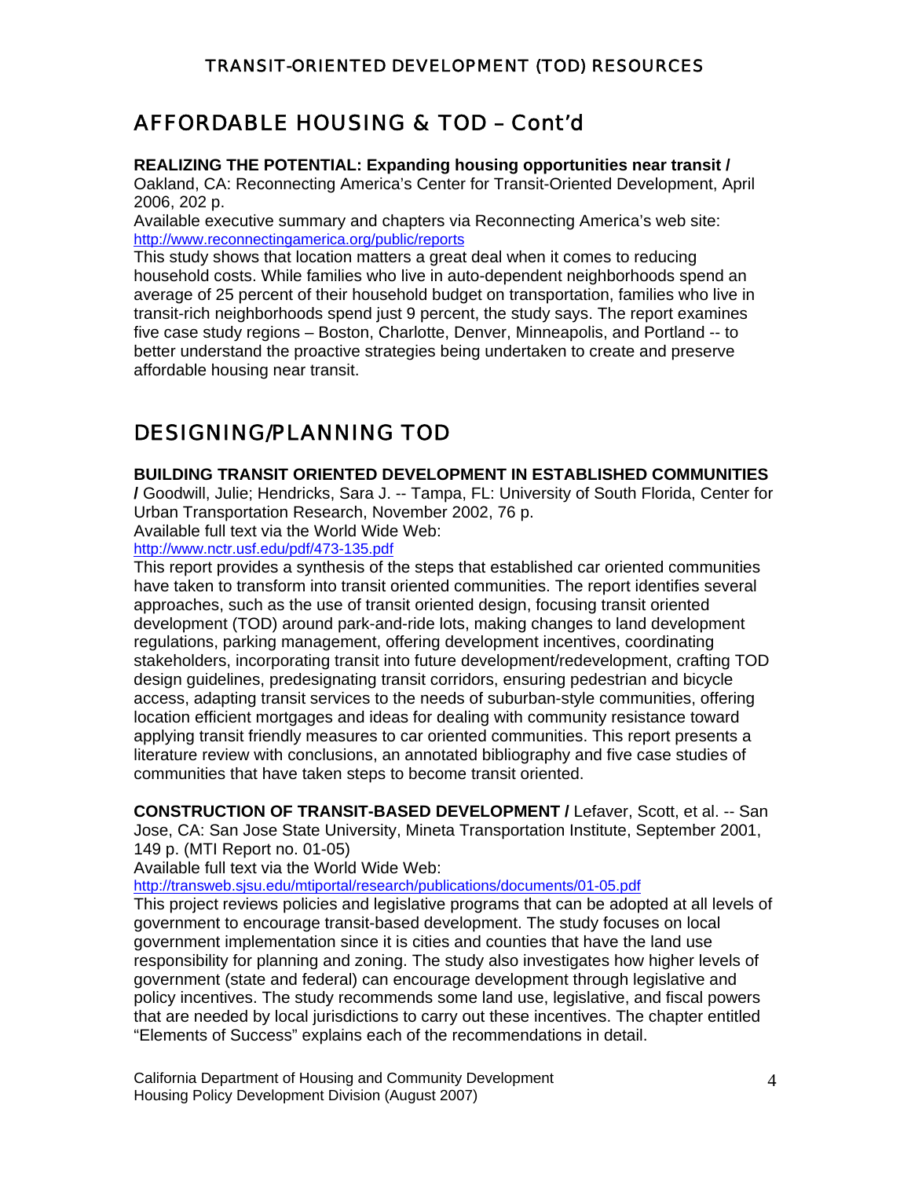## AFFORDABLE HOUSING & TOD – Cont'd

**REALIZING THE POTENTIAL: Expanding housing opportunities near transit /** Oakland, CA: Reconnecting America's Center for Transit-Oriented Development, April 2006, 202 p.
Available executive summary and chapters via Reconnecting America's web site:
http://www.reconnectingamerica.org/public/reports
This study shows that location matters a great deal when it comes to reducing household costs. While families who live in auto-dependent neighborhoods spend an average of 25 percent of their household budget on transportation, families who live in transit-rich neighborhoods spend just 9 percent, the study says. The report examines five case study regions – Boston, Charlotte, Denver, Minneapolis, and Portland -- to better understand the proactive strategies being undertaken to create and preserve affordable housing near transit.

## DESIGNING/PLANNING TOD

**BUILDING TRANSIT ORIENTED DEVELOPMENT IN ESTABLISHED COMMUNITIES /** Goodwill, Julie; Hendricks, Sara J. -- Tampa, FL: University of South Florida, Center for Urban Transportation Research, November 2002, 76 p.
Available full text via the World Wide Web:
http://www.nctr.usf.edu/pdf/473-135.pdf
This report provides a synthesis of the steps that established car oriented communities have taken to transform into transit oriented communities. The report identifies several approaches, such as the use of transit oriented design, focusing transit oriented development (TOD) around park-and-ride lots, making changes to land development regulations, parking management, offering development incentives, coordinating stakeholders, incorporating transit into future development/redevelopment, crafting TOD design guidelines, predesignating transit corridors, ensuring pedestrian and bicycle access, adapting transit services to the needs of suburban-style communities, offering location efficient mortgages and ideas for dealing with community resistance toward applying transit friendly measures to car oriented communities. This report presents a literature review with conclusions, an annotated bibliography and five case studies of communities that have taken steps to become transit oriented.

**CONSTRUCTION OF TRANSIT-BASED DEVELOPMENT /** Lefaver, Scott, et al. -- San Jose, CA: San Jose State University, Mineta Transportation Institute, September 2001, 149 p. (MTI Report no. 01-05)
Available full text via the World Wide Web:
http://transweb.sjsu.edu/mtiportal/research/publications/documents/01-05.pdf
This project reviews policies and legislative programs that can be adopted at all levels of government to encourage transit-based development. The study focuses on local government implementation since it is cities and counties that have the land use responsibility for planning and zoning. The study also investigates how higher levels of government (state and federal) can encourage development through legislative and policy incentives. The study recommends some land use, legislative, and fiscal powers that are needed by local jurisdictions to carry out these incentives. The chapter entitled "Elements of Success" explains each of the recommendations in detail.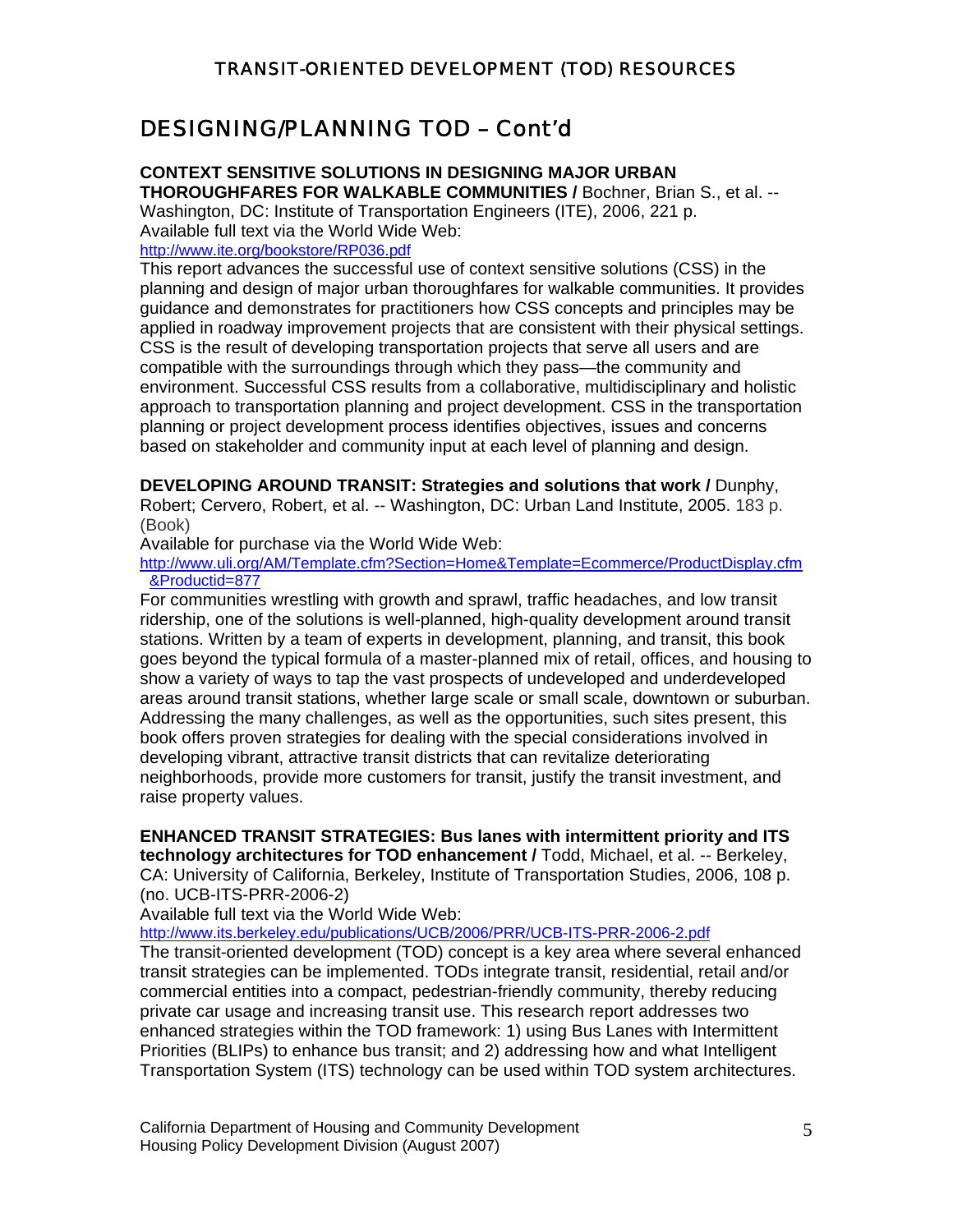## DESIGNING/PLANNING TOD – Cont'd

**CONTEXT SENSITIVE SOLUTIONS IN DESIGNING MAJOR URBAN THOROUGHFARES FOR WALKABLE COMMUNITIES /** Bochner, Brian S., et al. -- Washington, DC: Institute of Transportation Engineers (ITE), 2006, 221 p.
Available full text via the World Wide Web:
http://www.ite.org/bookstore/RP036.pdf
This report advances the successful use of context sensitive solutions (CSS) in the planning and design of major urban thoroughfares for walkable communities. It provides guidance and demonstrates for practitioners how CSS concepts and principles may be applied in roadway improvement projects that are consistent with their physical settings. CSS is the result of developing transportation projects that serve all users and are compatible with the surroundings through which they pass—the community and environment. Successful CSS results from a collaborative, multidisciplinary and holistic approach to transportation planning and project development. CSS in the transportation planning or project development process identifies objectives, issues and concerns based on stakeholder and community input at each level of planning and design.

**DEVELOPING AROUND TRANSIT: Strategies and solutions that work /** Dunphy, Robert; Cervero, Robert, et al. -- Washington, DC: Urban Land Institute, 2005. 183 p. (Book)
Available for purchase via the World Wide Web:
http://www.uli.org/AM/Template.cfm?Section=Home&Template=Ecommerce/ProductDisplay.cfm&Productid=877
For communities wrestling with growth and sprawl, traffic headaches, and low transit ridership, one of the solutions is well-planned, high-quality development around transit stations. Written by a team of experts in development, planning, and transit, this book goes beyond the typical formula of a master-planned mix of retail, offices, and housing to show a variety of ways to tap the vast prospects of undeveloped and underdeveloped areas around transit stations, whether large scale or small scale, downtown or suburban. Addressing the many challenges, as well as the opportunities, such sites present, this book offers proven strategies for dealing with the special considerations involved in developing vibrant, attractive transit districts that can revitalize deteriorating neighborhoods, provide more customers for transit, justify the transit investment, and raise property values.

**ENHANCED TRANSIT STRATEGIES: Bus lanes with intermittent priority and ITS technology architectures for TOD enhancement /** Todd, Michael, et al. -- Berkeley, CA: University of California, Berkeley, Institute of Transportation Studies, 2006, 108 p. (no. UCB-ITS-PRR-2006-2)
Available full text via the World Wide Web:
http://www.its.berkeley.edu/publications/UCB/2006/PRR/UCB-ITS-PRR-2006-2.pdf
The transit-oriented development (TOD) concept is a key area where several enhanced transit strategies can be implemented. TODs integrate transit, residential, retail and/or commercial entities into a compact, pedestrian-friendly community, thereby reducing private car usage and increasing transit use. This research report addresses two enhanced strategies within the TOD framework: 1) using Bus Lanes with Intermittent Priorities (BLIPs) to enhance bus transit; and 2) addressing how and what Intelligent Transportation System (ITS) technology can be used within TOD system architectures.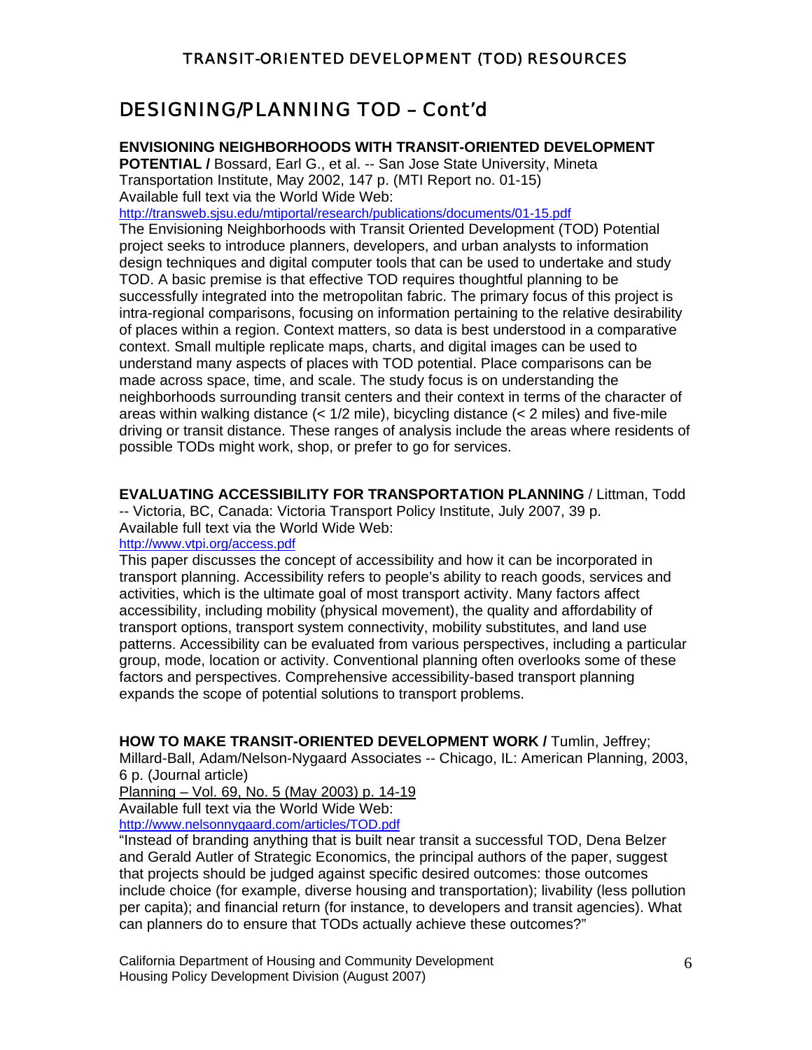## DESIGNING/PLANNING TOD – Cont'd

**ENVISIONING NEIGHBORHOODS WITH TRANSIT-ORIENTED DEVELOPMENT POTENTIAL /** Bossard, Earl G., et al. -- San Jose State University, Mineta Transportation Institute, May 2002, 147 p. (MTI Report no. 01-15)
Available full text via the World Wide Web:
http://transweb.sjsu.edu/mtiportal/research/publications/documents/01-15.pdf
The Envisioning Neighborhoods with Transit Oriented Development (TOD) Potential project seeks to introduce planners, developers, and urban analysts to information design techniques and digital computer tools that can be used to undertake and study TOD. A basic premise is that effective TOD requires thoughtful planning to be successfully integrated into the metropolitan fabric. The primary focus of this project is intra-regional comparisons, focusing on information pertaining to the relative desirability of places within a region. Context matters, so data is best understood in a comparative context. Small multiple replicate maps, charts, and digital images can be used to understand many aspects of places with TOD potential. Place comparisons can be made across space, time, and scale. The study focus is on understanding the neighborhoods surrounding transit centers and their context in terms of the character of areas within walking distance (< 1/2 mile), bicycling distance (< 2 miles) and five-mile driving or transit distance. These ranges of analysis include the areas where residents of possible TODs might work, shop, or prefer to go for services.

**EVALUATING ACCESSIBILITY FOR TRANSPORTATION PLANNING** / Littman, Todd -- Victoria, BC, Canada: Victoria Transport Policy Institute, July 2007, 39 p.
Available full text via the World Wide Web:
http://www.vtpi.org/access.pdf
This paper discusses the concept of accessibility and how it can be incorporated in transport planning. Accessibility refers to people's ability to reach goods, services and activities, which is the ultimate goal of most transport activity. Many factors affect accessibility, including mobility (physical movement), the quality and affordability of transport options, transport system connectivity, mobility substitutes, and land use patterns. Accessibility can be evaluated from various perspectives, including a particular group, mode, location or activity. Conventional planning often overlooks some of these factors and perspectives. Comprehensive accessibility-based transport planning expands the scope of potential solutions to transport problems.

**HOW TO MAKE TRANSIT-ORIENTED DEVELOPMENT WORK /** Tumlin, Jeffrey; Millard-Ball, Adam/Nelson-Nygaard Associates -- Chicago, IL: American Planning, 2003, 6 p. (Journal article)
Planning – Vol. 69, No. 5 (May 2003) p. 14-19
Available full text via the World Wide Web:
http://www.nelsonnygaard.com/articles/TOD.pdf
"Instead of branding anything that is built near transit a successful TOD, Dena Belzer and Gerald Autler of Strategic Economics, the principal authors of the paper, suggest that projects should be judged against specific desired outcomes: those outcomes include choice (for example, diverse housing and transportation); livability (less pollution per capita); and financial return (for instance, to developers and transit agencies). What can planners do to ensure that TODs actually achieve these outcomes?"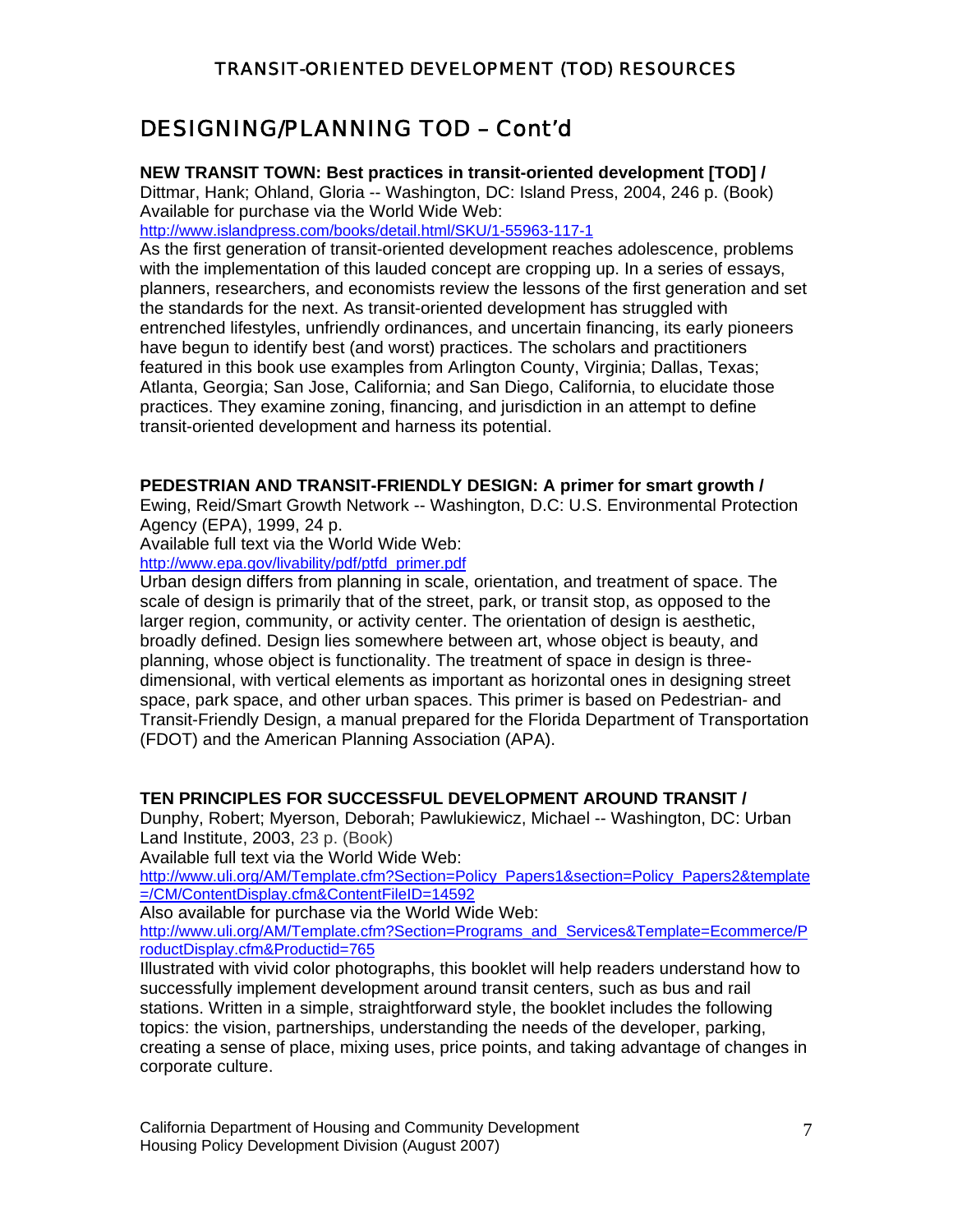## DESIGNING/PLANNING TOD – Cont'd

**NEW TRANSIT TOWN: Best practices in transit-oriented development [TOD] /**
Dittmar, Hank; Ohland, Gloria -- Washington, DC: Island Press, 2004, 246 p. (Book)
Available for purchase via the World Wide Web:
http://www.islandpress.com/books/detail.html/SKU/1-55963-117-1
As the first generation of transit-oriented development reaches adolescence, problems with the implementation of this lauded concept are cropping up. In a series of essays, planners, researchers, and economists review the lessons of the first generation and set the standards for the next. As transit-oriented development has struggled with entrenched lifestyles, unfriendly ordinances, and uncertain financing, its early pioneers have begun to identify best (and worst) practices. The scholars and practitioners featured in this book use examples from Arlington County, Virginia; Dallas, Texas; Atlanta, Georgia; San Jose, California; and San Diego, California, to elucidate those practices. They examine zoning, financing, and jurisdiction in an attempt to define transit-oriented development and harness its potential.

**PEDESTRIAN AND TRANSIT-FRIENDLY DESIGN: A primer for smart growth /**
Ewing, Reid/Smart Growth Network -- Washington, D.C: U.S. Environmental Protection Agency (EPA), 1999, 24 p.
Available full text via the World Wide Web:
http://www.epa.gov/livability/pdf/ptfd_primer.pdf
Urban design differs from planning in scale, orientation, and treatment of space. The scale of design is primarily that of the street, park, or transit stop, as opposed to the larger region, community, or activity center. The orientation of design is aesthetic, broadly defined. Design lies somewhere between art, whose object is beauty, and planning, whose object is functionality. The treatment of space in design is three-dimensional, with vertical elements as important as horizontal ones in designing street space, park space, and other urban spaces. This primer is based on Pedestrian- and Transit-Friendly Design, a manual prepared for the Florida Department of Transportation (FDOT) and the American Planning Association (APA).

**TEN PRINCIPLES FOR SUCCESSFUL DEVELOPMENT AROUND TRANSIT /**
Dunphy, Robert; Myerson, Deborah; Pawlukiewicz, Michael -- Washington, DC: Urban Land Institute, 2003, 23 p. (Book)
Available full text via the World Wide Web:
http://www.uli.org/AM/Template.cfm?Section=Policy_Papers1&section=Policy_Papers2&template=/CM/ContentDisplay.cfm&ContentFileID=14592
Also available for purchase via the World Wide Web:
http://www.uli.org/AM/Template.cfm?Section=Programs_and_Services&Template=Ecommerce/ProductDisplay.cfm&Productid=765
Illustrated with vivid color photographs, this booklet will help readers understand how to successfully implement development around transit centers, such as bus and rail stations. Written in a simple, straightforward style, the booklet includes the following topics: the vision, partnerships, understanding the needs of the developer, parking, creating a sense of place, mixing uses, price points, and taking advantage of changes in corporate culture.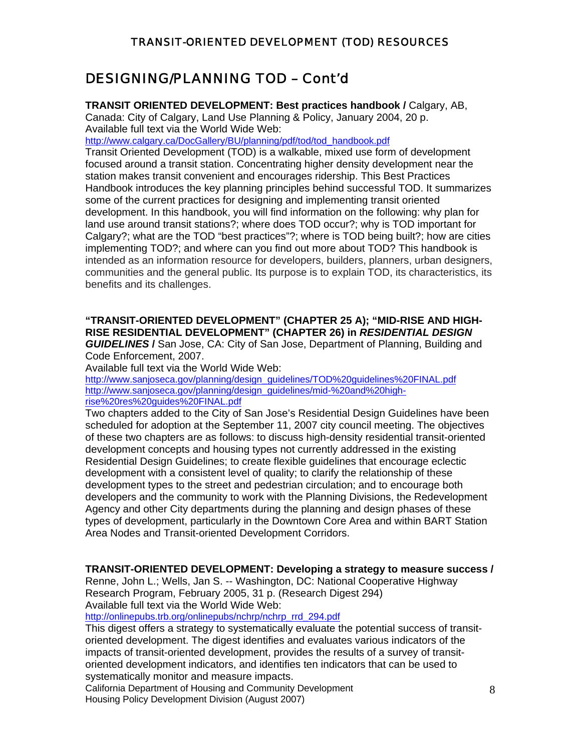## DESIGNING/PLANNING TOD – Cont'd

**TRANSIT ORIENTED DEVELOPMENT: Best practices handbook /** Calgary, AB, Canada: City of Calgary, Land Use Planning & Policy, January 2004, 20 p.
Available full text via the World Wide Web:
http://www.calgary.ca/DocGallery/BU/planning/pdf/tod/tod_handbook.pdf
Transit Oriented Development (TOD) is a walkable, mixed use form of development focused around a transit station. Concentrating higher density development near the station makes transit convenient and encourages ridership. This Best Practices Handbook introduces the key planning principles behind successful TOD. It summarizes some of the current practices for designing and implementing transit oriented development. In this handbook, you will find information on the following: why plan for land use around transit stations?; where does TOD occur?; why is TOD important for Calgary?; what are the TOD "best practices"?; where is TOD being built?; how are cities implementing TOD?; and where can you find out more about TOD? This handbook is intended as an information resource for developers, builders, planners, urban designers, communities and the general public. Its purpose is to explain TOD, its characteristics, its benefits and its challenges.

**"TRANSIT-ORIENTED DEVELOPMENT" (CHAPTER 25 A); "MID-RISE AND HIGH-RISE RESIDENTIAL DEVELOPMENT" (CHAPTER 26) in *RESIDENTIAL DESIGN GUIDELINES* /** San Jose, CA: City of San Jose, Department of Planning, Building and Code Enforcement, 2007.
Available full text via the World Wide Web:
http://www.sanjoseca.gov/planning/design_guidelines/TOD%20guidelines%20FINAL.pdf
http://www.sanjoseca.gov/planning/design_guidelines/mid-%20and%20high-rise%20res%20guides%20FINAL.pdf
Two chapters added to the City of San Jose's Residential Design Guidelines have been scheduled for adoption at the September 11, 2007 city council meeting. The objectives of these two chapters are as follows: to discuss high-density residential transit-oriented development concepts and housing types not currently addressed in the existing Residential Design Guidelines; to create flexible guidelines that encourage eclectic development with a consistent level of quality; to clarify the relationship of these development types to the street and pedestrian circulation; and to encourage both developers and the community to work with the Planning Divisions, the Redevelopment Agency and other City departments during the planning and design phases of these types of development, particularly in the Downtown Core Area and within BART Station Area Nodes and Transit-oriented Development Corridors.

**TRANSIT-ORIENTED DEVELOPMENT: Developing a strategy to measure success /** Renne, John L.; Wells, Jan S. -- Washington, DC: National Cooperative Highway Research Program, February 2005, 31 p. (Research Digest 294)
Available full text via the World Wide Web:
http://onlinepubs.trb.org/onlinepubs/nchrp/nchrp_rrd_294.pdf
This digest offers a strategy to systematically evaluate the potential success of transit-oriented development. The digest identifies and evaluates various indicators of the impacts of transit-oriented development, provides the results of a survey of transit-oriented development indicators, and identifies ten indicators that can be used to systematically monitor and measure impacts.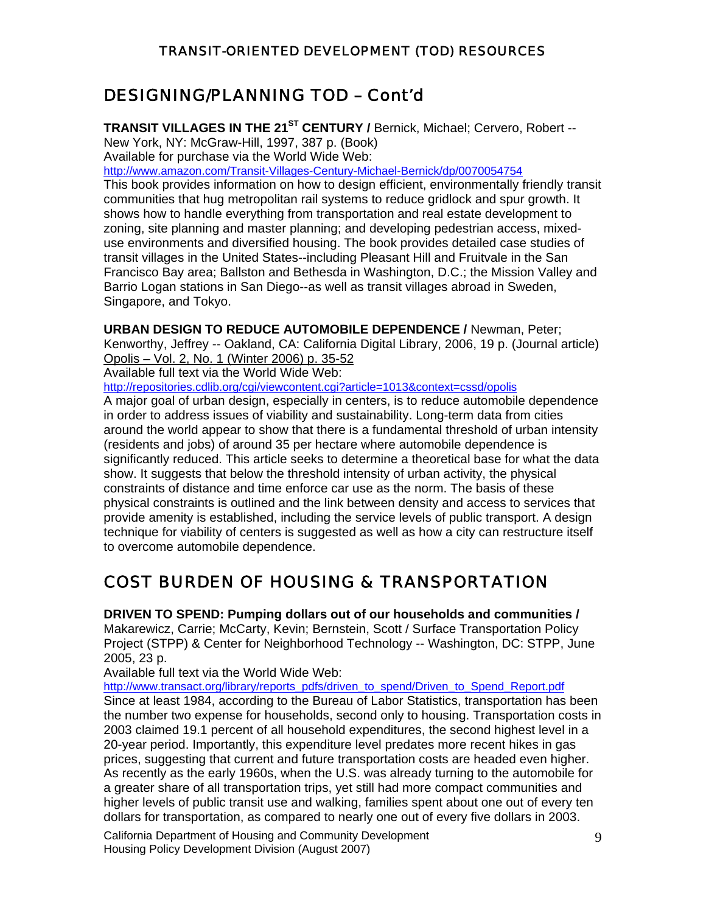## DESIGNING/PLANNING TOD – Cont'd

**TRANSIT VILLAGES IN THE 21ST CENTURY /** Bernick, Michael; Cervero, Robert -- New York, NY: McGraw-Hill, 1997, 387 p. (Book)
Available for purchase via the World Wide Web:
http://www.amazon.com/Transit-Villages-Century-Michael-Bernick/dp/0070054754
This book provides information on how to design efficient, environmentally friendly transit communities that hug metropolitan rail systems to reduce gridlock and spur growth. It shows how to handle everything from transportation and real estate development to zoning, site planning and master planning; and developing pedestrian access, mixed-use environments and diversified housing. The book provides detailed case studies of transit villages in the United States--including Pleasant Hill and Fruitvale in the San Francisco Bay area; Ballston and Bethesda in Washington, D.C.; the Mission Valley and Barrio Logan stations in San Diego--as well as transit villages abroad in Sweden, Singapore, and Tokyo.

**URBAN DESIGN TO REDUCE AUTOMOBILE DEPENDENCE /** Newman, Peter; Kenworthy, Jeffrey -- Oakland, CA: California Digital Library, 2006, 19 p. (Journal article)
Opolis – Vol. 2, No. 1 (Winter 2006) p. 35-52
Available full text via the World Wide Web:
http://repositories.cdlib.org/cgi/viewcontent.cgi?article=1013&context=cssd/opolis
A major goal of urban design, especially in centers, is to reduce automobile dependence in order to address issues of viability and sustainability. Long-term data from cities around the world appear to show that there is a fundamental threshold of urban intensity (residents and jobs) of around 35 per hectare where automobile dependence is significantly reduced. This article seeks to determine a theoretical base for what the data show. It suggests that below the threshold intensity of urban activity, the physical constraints of distance and time enforce car use as the norm. The basis of these physical constraints is outlined and the link between density and access to services that provide amenity is established, including the service levels of public transport. A design technique for viability of centers is suggested as well as how a city can restructure itself to overcome automobile dependence.

## COST BURDEN OF HOUSING & TRANSPORTATION

**DRIVEN TO SPEND: Pumping dollars out of our households and communities /** Makarewicz, Carrie; McCarty, Kevin; Bernstein, Scott / Surface Transportation Policy Project (STPP) & Center for Neighborhood Technology -- Washington, DC: STPP, June 2005, 23 p.
Available full text via the World Wide Web:
http://www.transact.org/library/reports_pdfs/driven_to_spend/Driven_to_Spend_Report.pdf
Since at least 1984, according to the Bureau of Labor Statistics, transportation has been the number two expense for households, second only to housing. Transportation costs in 2003 claimed 19.1 percent of all household expenditures, the second highest level in a 20-year period. Importantly, this expenditure level predates more recent hikes in gas prices, suggesting that current and future transportation costs are headed even higher. As recently as the early 1960s, when the U.S. was already turning to the automobile for a greater share of all transportation trips, yet still had more compact communities and higher levels of public transit use and walking, families spent about one out of every ten dollars for transportation, as compared to nearly one out of every five dollars in 2003.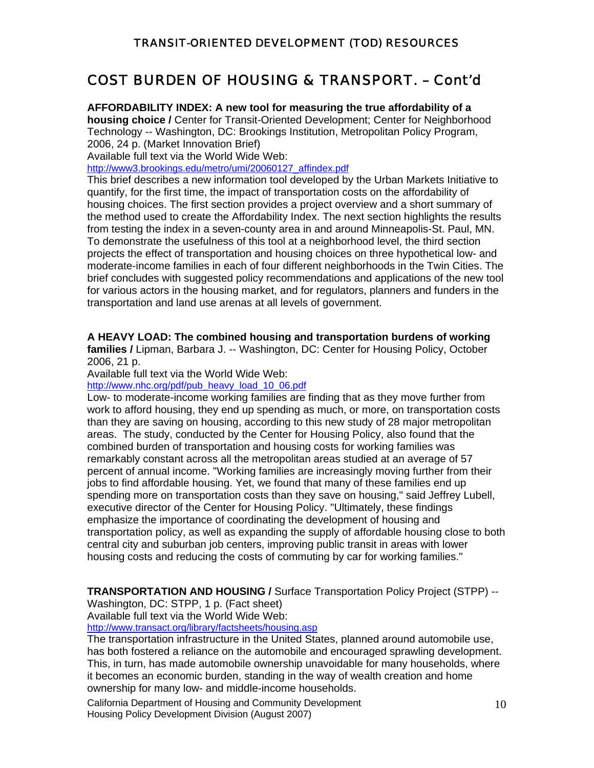## COST BURDEN OF HOUSING & TRANSPORT. – Cont'd

**AFFORDABILITY INDEX: A new tool for measuring the true affordability of a housing choice /** Center for Transit-Oriented Development; Center for Neighborhood Technology -- Washington, DC: Brookings Institution, Metropolitan Policy Program, 2006, 24 p. (Market Innovation Brief)
Available full text via the World Wide Web:
http://www3.brookings.edu/metro/umi/20060127_affindex.pdf
This brief describes a new information tool developed by the Urban Markets Initiative to quantify, for the first time, the impact of transportation costs on the affordability of housing choices. The first section provides a project overview and a short summary of the method used to create the Affordability Index. The next section highlights the results from testing the index in a seven-county area in and around Minneapolis-St. Paul, MN. To demonstrate the usefulness of this tool at a neighborhood level, the third section projects the effect of transportation and housing choices on three hypothetical low- and moderate-income families in each of four different neighborhoods in the Twin Cities. The brief concludes with suggested policy recommendations and applications of the new tool for various actors in the housing market, and for regulators, planners and funders in the transportation and land use arenas at all levels of government.

**A HEAVY LOAD: The combined housing and transportation burdens of working families /** Lipman, Barbara J. -- Washington, DC: Center for Housing Policy, October 2006, 21 p.
Available full text via the World Wide Web:
http://www.nhc.org/pdf/pub_heavy_load_10_06.pdf
Low- to moderate-income working families are finding that as they move further from work to afford housing, they end up spending as much, or more, on transportation costs than they are saving on housing, according to this new study of 28 major metropolitan areas. The study, conducted by the Center for Housing Policy, also found that the combined burden of transportation and housing costs for working families was remarkably constant across all the metropolitan areas studied at an average of 57 percent of annual income. "Working families are increasingly moving further from their jobs to find affordable housing. Yet, we found that many of these families end up spending more on transportation costs than they save on housing," said Jeffrey Lubell, executive director of the Center for Housing Policy. "Ultimately, these findings emphasize the importance of coordinating the development of housing and transportation policy, as well as expanding the supply of affordable housing close to both central city and suburban job centers, improving public transit in areas with lower housing costs and reducing the costs of commuting by car for working families."

**TRANSPORTATION AND HOUSING /** Surface Transportation Policy Project (STPP) -- Washington, DC: STPP, 1 p. (Fact sheet)
Available full text via the World Wide Web:
http://www.transact.org/library/factsheets/housing.asp
The transportation infrastructure in the United States, planned around automobile use, has both fostered a reliance on the automobile and encouraged sprawling development. This, in turn, has made automobile ownership unavoidable for many households, where it becomes an economic burden, standing in the way of wealth creation and home ownership for many low- and middle-income households.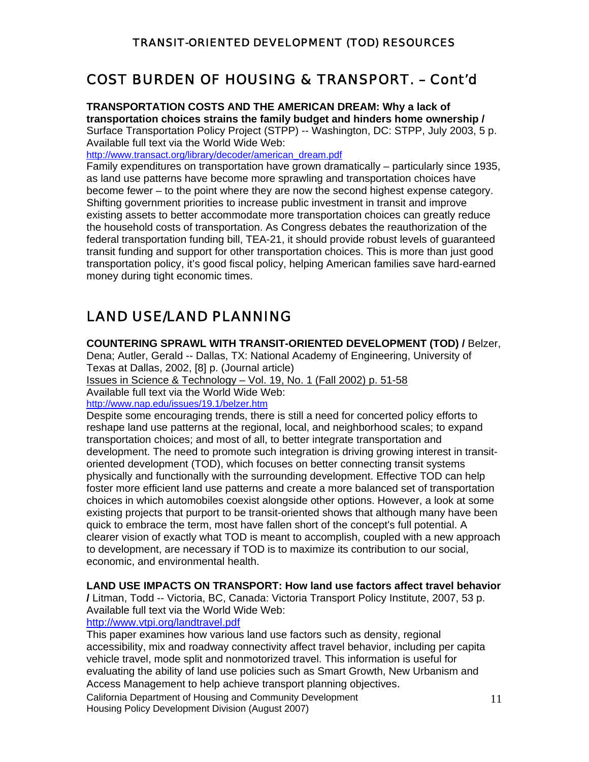## COST BURDEN OF HOUSING & TRANSPORT. – Cont'd

**TRANSPORTATION COSTS AND THE AMERICAN DREAM: Why a lack of transportation choices strains the family budget and hinders home ownership /** Surface Transportation Policy Project (STPP) -- Washington, DC: STPP, July 2003, 5 p.
Available full text via the World Wide Web:
http://www.transact.org/library/decoder/american_dream.pdf
Family expenditures on transportation have grown dramatically – particularly since 1935, as land use patterns have become more sprawling and transportation choices have become fewer – to the point where they are now the second highest expense category. Shifting government priorities to increase public investment in transit and improve existing assets to better accommodate more transportation choices can greatly reduce the household costs of transportation. As Congress debates the reauthorization of the federal transportation funding bill, TEA-21, it should provide robust levels of guaranteed transit funding and support for other transportation choices. This is more than just good transportation policy, it's good fiscal policy, helping American families save hard-earned money during tight economic times.

## LAND USE/LAND PLANNING

**COUNTERING SPRAWL WITH TRANSIT-ORIENTED DEVELOPMENT (TOD) /** Belzer, Dena; Autler, Gerald -- Dallas, TX: National Academy of Engineering, University of Texas at Dallas, 2002, [8] p. (Journal article)
Issues in Science & Technology – Vol. 19, No. 1 (Fall 2002) p. 51-58
Available full text via the World Wide Web:
http://www.nap.edu/issues/19.1/belzer.htm
Despite some encouraging trends, there is still a need for concerted policy efforts to reshape land use patterns at the regional, local, and neighborhood scales; to expand transportation choices; and most of all, to better integrate transportation and development. The need to promote such integration is driving growing interest in transit-oriented development (TOD), which focuses on better connecting transit systems physically and functionally with the surrounding development. Effective TOD can help foster more efficient land use patterns and create a more balanced set of transportation choices in which automobiles coexist alongside other options. However, a look at some existing projects that purport to be transit-oriented shows that although many have been quick to embrace the term, most have fallen short of the concept's full potential. A clearer vision of exactly what TOD is meant to accomplish, coupled with a new approach to development, are necessary if TOD is to maximize its contribution to our social, economic, and environmental health.

**LAND USE IMPACTS ON TRANSPORT: How land use factors affect travel behavior /** Litman, Todd -- Victoria, BC, Canada: Victoria Transport Policy Institute, 2007, 53 p.
Available full text via the World Wide Web:
http://www.vtpi.org/landtravel.pdf
This paper examines how various land use factors such as density, regional accessibility, mix and roadway connectivity affect travel behavior, including per capita vehicle travel, mode split and nonmotorized travel. This information is useful for evaluating the ability of land use policies such as Smart Growth, New Urbanism and Access Management to help achieve transport planning objectives.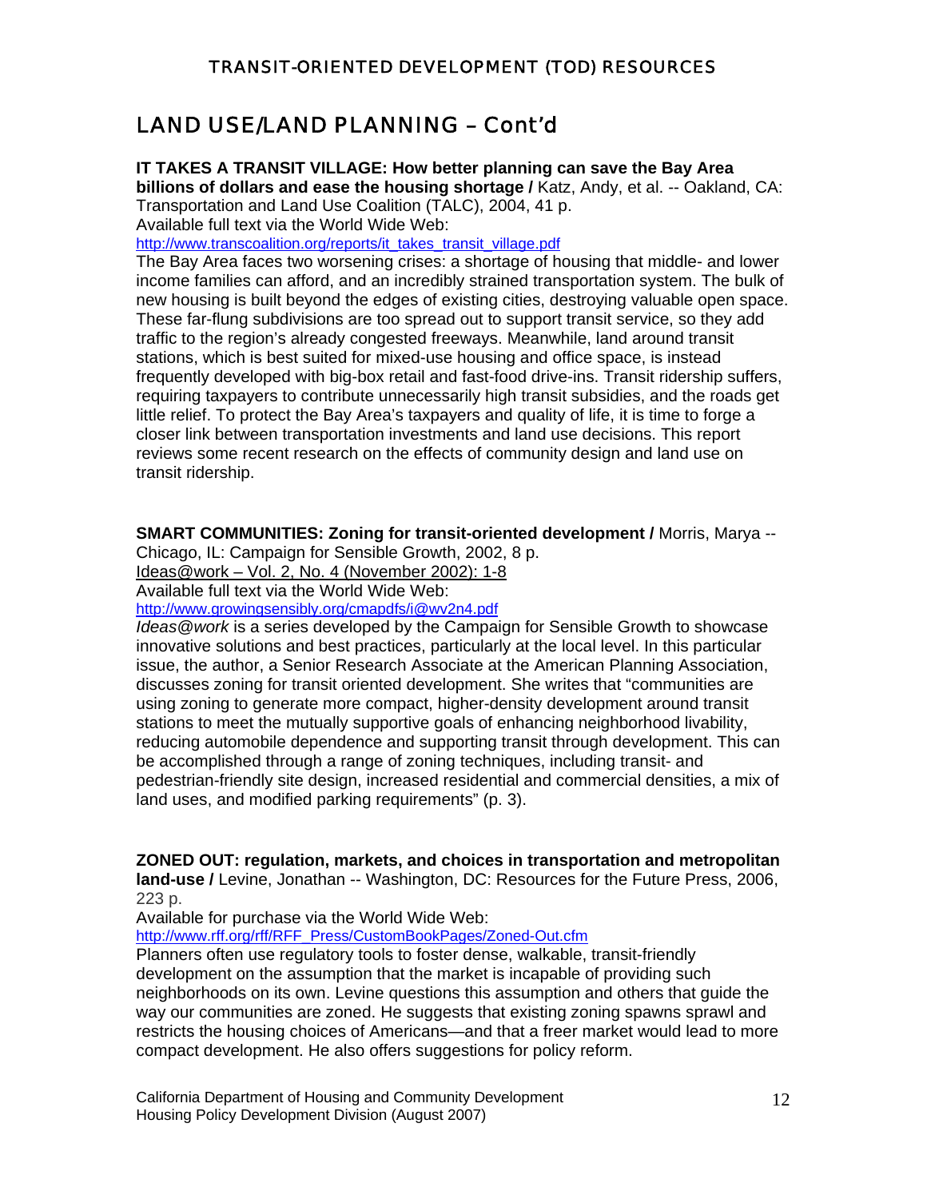## LAND USE/LAND PLANNING – Cont'd

**IT TAKES A TRANSIT VILLAGE: How better planning can save the Bay Area billions of dollars and ease the housing shortage /** Katz, Andy, et al. -- Oakland, CA: Transportation and Land Use Coalition (TALC), 2004, 41 p.
Available full text via the World Wide Web:
http://www.transcoalition.org/reports/it_takes_transit_village.pdf
The Bay Area faces two worsening crises: a shortage of housing that middle- and lower income families can afford, and an incredibly strained transportation system. The bulk of new housing is built beyond the edges of existing cities, destroying valuable open space. These far-flung subdivisions are too spread out to support transit service, so they add traffic to the region's already congested freeways. Meanwhile, land around transit stations, which is best suited for mixed-use housing and office space, is instead frequently developed with big-box retail and fast-food drive-ins. Transit ridership suffers, requiring taxpayers to contribute unnecessarily high transit subsidies, and the roads get little relief. To protect the Bay Area's taxpayers and quality of life, it is time to forge a closer link between transportation investments and land use decisions. This report reviews some recent research on the effects of community design and land use on transit ridership.

**SMART COMMUNITIES: Zoning for transit-oriented development /** Morris, Marya -- Chicago, IL: Campaign for Sensible Growth, 2002, 8 p.
Ideas@work – Vol. 2, No. 4 (November 2002): 1-8
Available full text via the World Wide Web:
http://www.growingsensibly.org/cmapdfs/i@wv2n4.pdf
*Ideas@work* is a series developed by the Campaign for Sensible Growth to showcase innovative solutions and best practices, particularly at the local level. In this particular issue, the author, a Senior Research Associate at the American Planning Association, discusses zoning for transit oriented development. She writes that "communities are using zoning to generate more compact, higher-density development around transit stations to meet the mutually supportive goals of enhancing neighborhood livability, reducing automobile dependence and supporting transit through development. This can be accomplished through a range of zoning techniques, including transit- and pedestrian-friendly site design, increased residential and commercial densities, a mix of land uses, and modified parking requirements" (p. 3).

**ZONED OUT: regulation, markets, and choices in transportation and metropolitan land-use /** Levine, Jonathan -- Washington, DC: Resources for the Future Press, 2006, 223 p.
Available for purchase via the World Wide Web:
http://www.rff.org/rff/RFF_Press/CustomBookPages/Zoned-Out.cfm
Planners often use regulatory tools to foster dense, walkable, transit-friendly development on the assumption that the market is incapable of providing such neighborhoods on its own. Levine questions this assumption and others that guide the way our communities are zoned. He suggests that existing zoning spawns sprawl and restricts the housing choices of Americans—and that a freer market would lead to more compact development. He also offers suggestions for policy reform.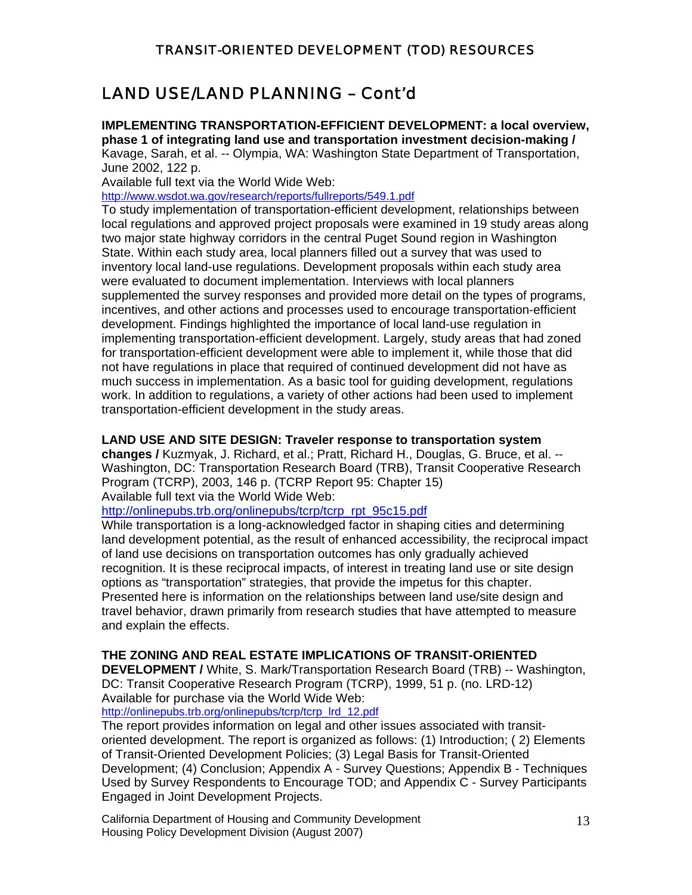## LAND USE/LAND PLANNING – Cont'd

**IMPLEMENTING TRANSPORTATION-EFFICIENT DEVELOPMENT: a local overview, phase 1 of integrating land use and transportation investment decision-making /** Kavage, Sarah, et al. -- Olympia, WA: Washington State Department of Transportation, June 2002, 122 p.
Available full text via the World Wide Web:
http://www.wsdot.wa.gov/research/reports/fullreports/549.1.pdf
To study implementation of transportation-efficient development, relationships between local regulations and approved project proposals were examined in 19 study areas along two major state highway corridors in the central Puget Sound region in Washington State. Within each study area, local planners filled out a survey that was used to inventory local land-use regulations. Development proposals within each study area were evaluated to document implementation. Interviews with local planners supplemented the survey responses and provided more detail on the types of programs, incentives, and other actions and processes used to encourage transportation-efficient development. Findings highlighted the importance of local land-use regulation in implementing transportation-efficient development. Largely, study areas that had zoned for transportation-efficient development were able to implement it, while those that did not have regulations in place that required of continued development did not have as much success in implementation. As a basic tool for guiding development, regulations work. In addition to regulations, a variety of other actions had been used to implement transportation-efficient development in the study areas.

**LAND USE AND SITE DESIGN: Traveler response to transportation system changes /** Kuzmyak, J. Richard, et al.; Pratt, Richard H., Douglas, G. Bruce, et al. -- Washington, DC: Transportation Research Board (TRB), Transit Cooperative Research Program (TCRP), 2003, 146 p. (TCRP Report 95: Chapter 15)
Available full text via the World Wide Web:
http://onlinepubs.trb.org/onlinepubs/tcrp/tcrp_rpt_95c15.pdf
While transportation is a long-acknowledged factor in shaping cities and determining land development potential, as the result of enhanced accessibility, the reciprocal impact of land use decisions on transportation outcomes has only gradually achieved recognition. It is these reciprocal impacts, of interest in treating land use or site design options as "transportation" strategies, that provide the impetus for this chapter. Presented here is information on the relationships between land use/site design and travel behavior, drawn primarily from research studies that have attempted to measure and explain the effects.

**THE ZONING AND REAL ESTATE IMPLICATIONS OF TRANSIT-ORIENTED DEVELOPMENT /** White, S. Mark/Transportation Research Board (TRB) -- Washington, DC: Transit Cooperative Research Program (TCRP), 1999, 51 p. (no. LRD-12)
Available for purchase via the World Wide Web:
http://onlinepubs.trb.org/onlinepubs/tcrp/tcrp_lrd_12.pdf
The report provides information on legal and other issues associated with transit-oriented development. The report is organized as follows: (1) Introduction; ( 2) Elements of Transit-Oriented Development Policies; (3) Legal Basis for Transit-Oriented Development; (4) Conclusion; Appendix A - Survey Questions; Appendix B - Techniques Used by Survey Respondents to Encourage TOD; and Appendix C - Survey Participants Engaged in Joint Development Projects.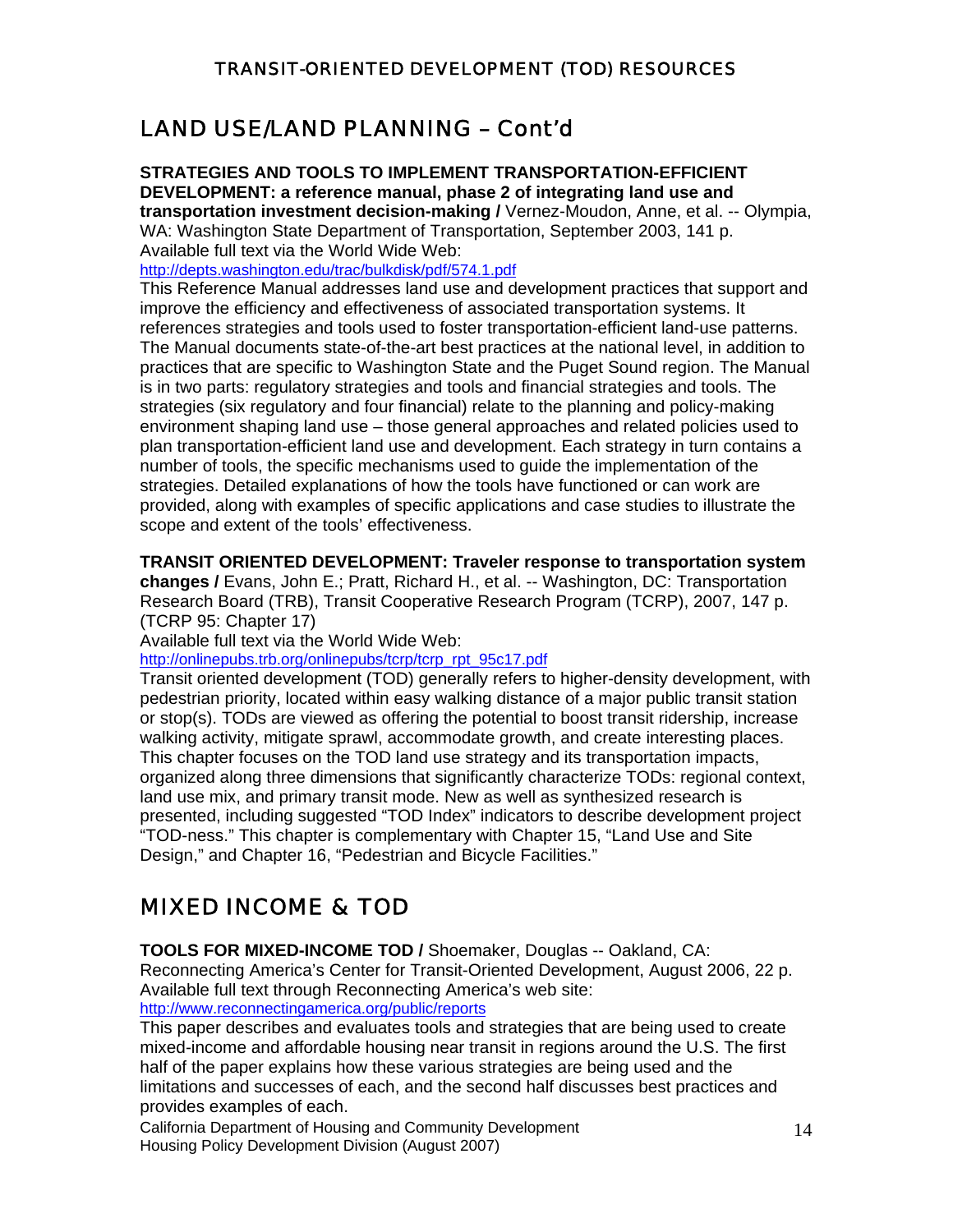## LAND USE/LAND PLANNING – Cont'd

**STRATEGIES AND TOOLS TO IMPLEMENT TRANSPORTATION-EFFICIENT DEVELOPMENT: a reference manual, phase 2 of integrating land use and transportation investment decision-making /** Vernez-Moudon, Anne, et al. -- Olympia, WA: Washington State Department of Transportation, September 2003, 141 p.
Available full text via the World Wide Web:
http://depts.washington.edu/trac/bulkdisk/pdf/574.1.pdf
This Reference Manual addresses land use and development practices that support and improve the efficiency and effectiveness of associated transportation systems. It references strategies and tools used to foster transportation-efficient land-use patterns. The Manual documents state-of-the-art best practices at the national level, in addition to practices that are specific to Washington State and the Puget Sound region. The Manual is in two parts: regulatory strategies and tools and financial strategies and tools. The strategies (six regulatory and four financial) relate to the planning and policy-making environment shaping land use – those general approaches and related policies used to plan transportation-efficient land use and development. Each strategy in turn contains a number of tools, the specific mechanisms used to guide the implementation of the strategies. Detailed explanations of how the tools have functioned or can work are provided, along with examples of specific applications and case studies to illustrate the scope and extent of the tools' effectiveness.

**TRANSIT ORIENTED DEVELOPMENT: Traveler response to transportation system changes /** Evans, John E.; Pratt, Richard H., et al. -- Washington, DC: Transportation Research Board (TRB), Transit Cooperative Research Program (TCRP), 2007, 147 p. (TCRP 95: Chapter 17)
Available full text via the World Wide Web:
http://onlinepubs.trb.org/onlinepubs/tcrp/tcrp_rpt_95c17.pdf
Transit oriented development (TOD) generally refers to higher-density development, with pedestrian priority, located within easy walking distance of a major public transit station or stop(s). TODs are viewed as offering the potential to boost transit ridership, increase walking activity, mitigate sprawl, accommodate growth, and create interesting places. This chapter focuses on the TOD land use strategy and its transportation impacts, organized along three dimensions that significantly characterize TODs: regional context, land use mix, and primary transit mode. New as well as synthesized research is presented, including suggested "TOD Index" indicators to describe development project "TOD-ness." This chapter is complementary with Chapter 15, "Land Use and Site Design," and Chapter 16, "Pedestrian and Bicycle Facilities."

## MIXED INCOME & TOD

**TOOLS FOR MIXED-INCOME TOD /** Shoemaker, Douglas -- Oakland, CA: Reconnecting America's Center for Transit-Oriented Development, August 2006, 22 p.
Available full text through Reconnecting America's web site:
http://www.reconnectingamerica.org/public/reports
This paper describes and evaluates tools and strategies that are being used to create mixed-income and affordable housing near transit in regions around the U.S. The first half of the paper explains how these various strategies are being used and the limitations and successes of each, and the second half discusses best practices and provides examples of each.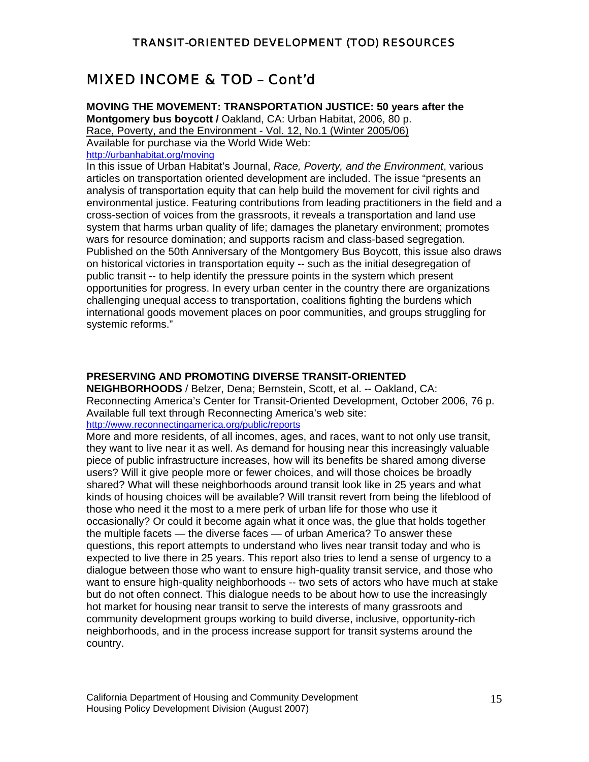# MIXED INCOME & TOD – Cont'd

**MOVING THE MOVEMENT: TRANSPORTATION JUSTICE: 50 years after the Montgomery bus boycott /** Oakland, CA: Urban Habitat, 2006, 80 p.
Race, Poverty, and the Environment - Vol. 12, No.1 (Winter 2005/06)
Available for purchase via the World Wide Web:
http://urbanhabitat.org/moving

In this issue of Urban Habitat's Journal, *Race, Poverty, and the Environment*, various articles on transportation oriented development are included. The issue "presents an analysis of transportation equity that can help build the movement for civil rights and environmental justice. Featuring contributions from leading practitioners in the field and a cross-section of voices from the grassroots, it reveals a transportation and land use system that harms urban quality of life; damages the planetary environment; promotes wars for resource domination; and supports racism and class-based segregation. Published on the 50th Anniversary of the Montgomery Bus Boycott, this issue also draws on historical victories in transportation equity -- such as the initial desegregation of public transit -- to help identify the pressure points in the system which present opportunities for progress. In every urban center in the country there are organizations challenging unequal access to transportation, coalitions fighting the burdens which international goods movement places on poor communities, and groups struggling for systemic reforms."

**PRESERVING AND PROMOTING DIVERSE TRANSIT-ORIENTED NEIGHBORHOODS** / Belzer, Dena; Bernstein, Scott, et al. -- Oakland, CA: Reconnecting America's Center for Transit-Oriented Development, October 2006, 76 p.
Available full text through Reconnecting America's web site:
http://www.reconnectingamerica.org/public/reports

More and more residents, of all incomes, ages, and races, want to not only use transit, they want to live near it as well. As demand for housing near this increasingly valuable piece of public infrastructure increases, how will its benefits be shared among diverse users? Will it give people more or fewer choices, and will those choices be broadly shared? What will these neighborhoods around transit look like in 25 years and what kinds of housing choices will be available? Will transit revert from being the lifeblood of those who need it the most to a mere perk of urban life for those who use it occasionally? Or could it become again what it once was, the glue that holds together the multiple facets — the diverse faces — of urban America? To answer these questions, this report attempts to understand who lives near transit today and who is expected to live there in 25 years. This report also tries to lend a sense of urgency to a dialogue between those who want to ensure high-quality transit service, and those who want to ensure high-quality neighborhoods -- two sets of actors who have much at stake but do not often connect. This dialogue needs to be about how to use the increasingly hot market for housing near transit to serve the interests of many grassroots and community development groups working to build diverse, inclusive, opportunity-rich neighborhoods, and in the process increase support for transit systems around the country.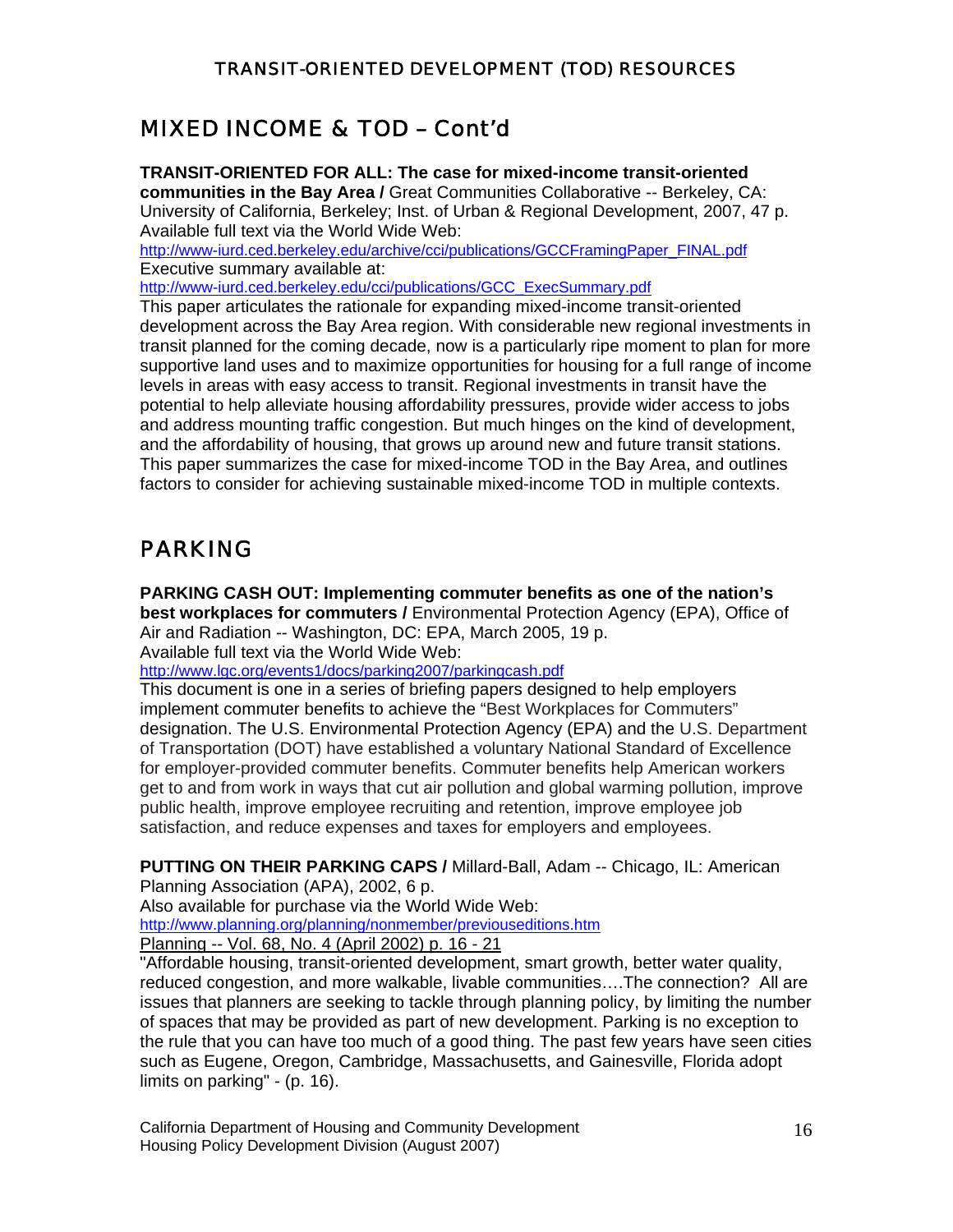## MIXED INCOME & TOD – Cont'd

**TRANSIT-ORIENTED FOR ALL: The case for mixed-income transit-oriented communities in the Bay Area /** Great Communities Collaborative -- Berkeley, CA: University of California, Berkeley; Inst. of Urban & Regional Development, 2007, 47 p.
Available full text via the World Wide Web:
http://www-iurd.ced.berkeley.edu/archive/cci/publications/GCCFramingPaper_FINAL.pdf
Executive summary available at:
http://www-iurd.ced.berkeley.edu/cci/publications/GCC_ExecSummary.pdf
This paper articulates the rationale for expanding mixed-income transit-oriented development across the Bay Area region. With considerable new regional investments in transit planned for the coming decade, now is a particularly ripe moment to plan for more supportive land uses and to maximize opportunities for housing for a full range of income levels in areas with easy access to transit. Regional investments in transit have the potential to help alleviate housing affordability pressures, provide wider access to jobs and address mounting traffic congestion. But much hinges on the kind of development, and the affordability of housing, that grows up around new and future transit stations. This paper summarizes the case for mixed-income TOD in the Bay Area, and outlines factors to consider for achieving sustainable mixed-income TOD in multiple contexts.

## PARKING

**PARKING CASH OUT: Implementing commuter benefits as one of the nation's best workplaces for commuters /** Environmental Protection Agency (EPA), Office of Air and Radiation -- Washington, DC: EPA, March 2005, 19 p.
Available full text via the World Wide Web:
http://www.lgc.org/events1/docs/parking2007/parkingcash.pdf
This document is one in a series of briefing papers designed to help employers implement commuter benefits to achieve the "Best Workplaces for Commuters" designation. The U.S. Environmental Protection Agency (EPA) and the U.S. Department of Transportation (DOT) have established a voluntary National Standard of Excellence for employer-provided commuter benefits. Commuter benefits help American workers get to and from work in ways that cut air pollution and global warming pollution, improve public health, improve employee recruiting and retention, improve employee job satisfaction, and reduce expenses and taxes for employers and employees.

**PUTTING ON THEIR PARKING CAPS /** Millard-Ball, Adam -- Chicago, IL: American Planning Association (APA), 2002, 6 p.
Also available for purchase via the World Wide Web:
http://www.planning.org/planning/nonmember/previouseditions.htm
Planning -- Vol. 68, No. 4 (April 2002) p. 16 - 21
"Affordable housing, transit-oriented development, smart growth, better water quality, reduced congestion, and more walkable, livable communities….The connection? All are issues that planners are seeking to tackle through planning policy, by limiting the number of spaces that may be provided as part of new development. Parking is no exception to the rule that you can have too much of a good thing. The past few years have seen cities such as Eugene, Oregon, Cambridge, Massachusetts, and Gainesville, Florida adopt limits on parking" - (p. 16).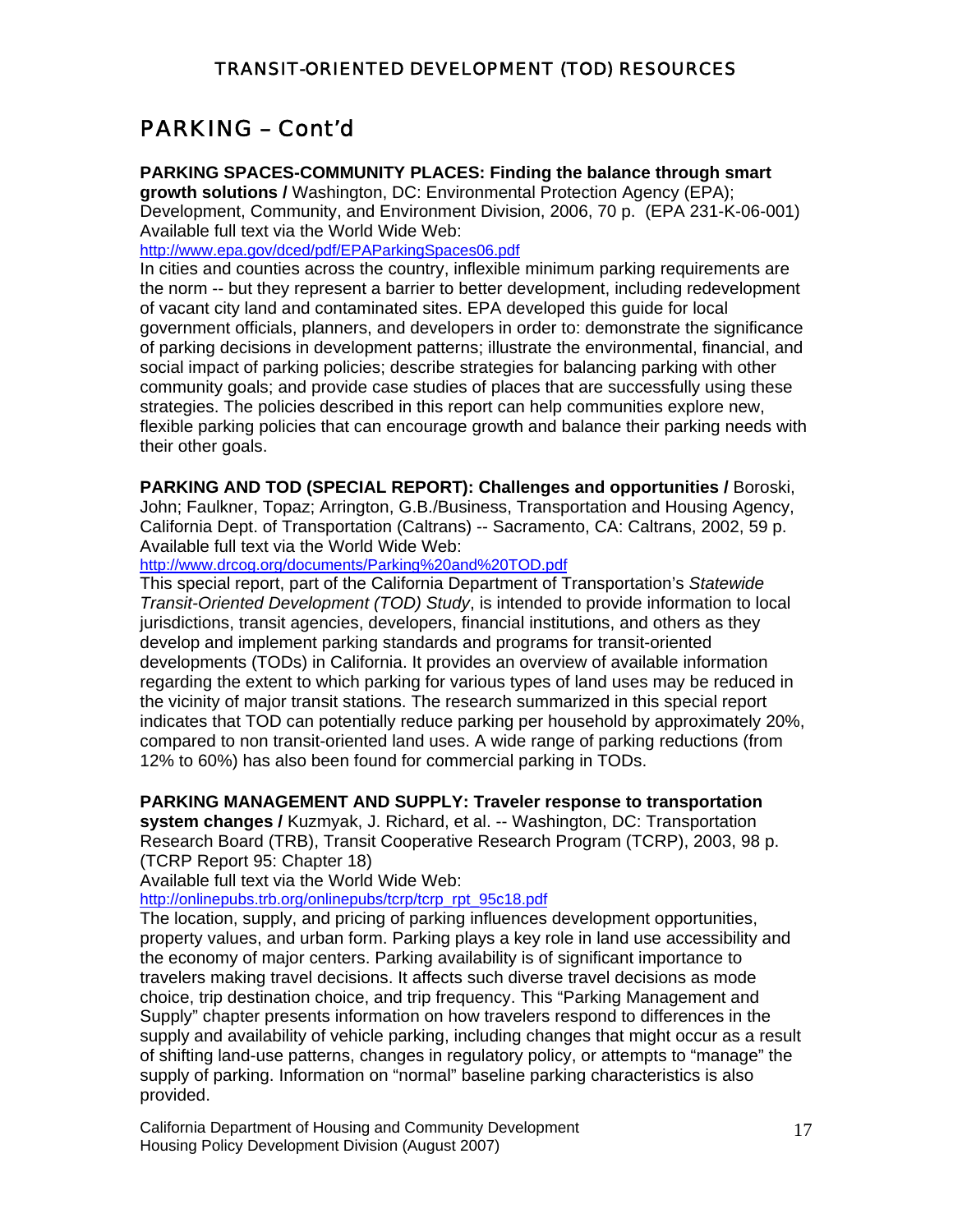## PARKING – Cont'd

**PARKING SPACES-COMMUNITY PLACES: Finding the balance through smart growth solutions /** Washington, DC: Environmental Protection Agency (EPA); Development, Community, and Environment Division, 2006, 70 p. (EPA 231-K-06-001)
Available full text via the World Wide Web:
http://www.epa.gov/dced/pdf/EPAParkingSpaces06.pdf
In cities and counties across the country, inflexible minimum parking requirements are the norm -- but they represent a barrier to better development, including redevelopment of vacant city land and contaminated sites. EPA developed this guide for local government officials, planners, and developers in order to: demonstrate the significance of parking decisions in development patterns; illustrate the environmental, financial, and social impact of parking policies; describe strategies for balancing parking with other community goals; and provide case studies of places that are successfully using these strategies. The policies described in this report can help communities explore new, flexible parking policies that can encourage growth and balance their parking needs with their other goals.

**PARKING AND TOD (SPECIAL REPORT): Challenges and opportunities /** Boroski, John; Faulkner, Topaz; Arrington, G.B./Business, Transportation and Housing Agency, California Dept. of Transportation (Caltrans) -- Sacramento, CA: Caltrans, 2002, 59 p.
Available full text via the World Wide Web:
http://www.drcog.org/documents/Parking%20and%20TOD.pdf
This special report, part of the California Department of Transportation's *Statewide Transit-Oriented Development (TOD) Study*, is intended to provide information to local jurisdictions, transit agencies, developers, financial institutions, and others as they develop and implement parking standards and programs for transit-oriented developments (TODs) in California. It provides an overview of available information regarding the extent to which parking for various types of land uses may be reduced in the vicinity of major transit stations. The research summarized in this special report indicates that TOD can potentially reduce parking per household by approximately 20%, compared to non transit-oriented land uses. A wide range of parking reductions (from 12% to 60%) has also been found for commercial parking in TODs.

**PARKING MANAGEMENT AND SUPPLY: Traveler response to transportation system changes /** Kuzmyak, J. Richard, et al. -- Washington, DC: Transportation Research Board (TRB), Transit Cooperative Research Program (TCRP), 2003, 98 p. (TCRP Report 95: Chapter 18)
Available full text via the World Wide Web:
http://onlinepubs.trb.org/onlinepubs/tcrp/tcrp_rpt_95c18.pdf
The location, supply, and pricing of parking influences development opportunities, property values, and urban form. Parking plays a key role in land use accessibility and the economy of major centers. Parking availability is of significant importance to travelers making travel decisions. It affects such diverse travel decisions as mode choice, trip destination choice, and trip frequency. This "Parking Management and Supply" chapter presents information on how travelers respond to differences in the supply and availability of vehicle parking, including changes that might occur as a result of shifting land-use patterns, changes in regulatory policy, or attempts to "manage" the supply of parking. Information on "normal" baseline parking characteristics is also provided.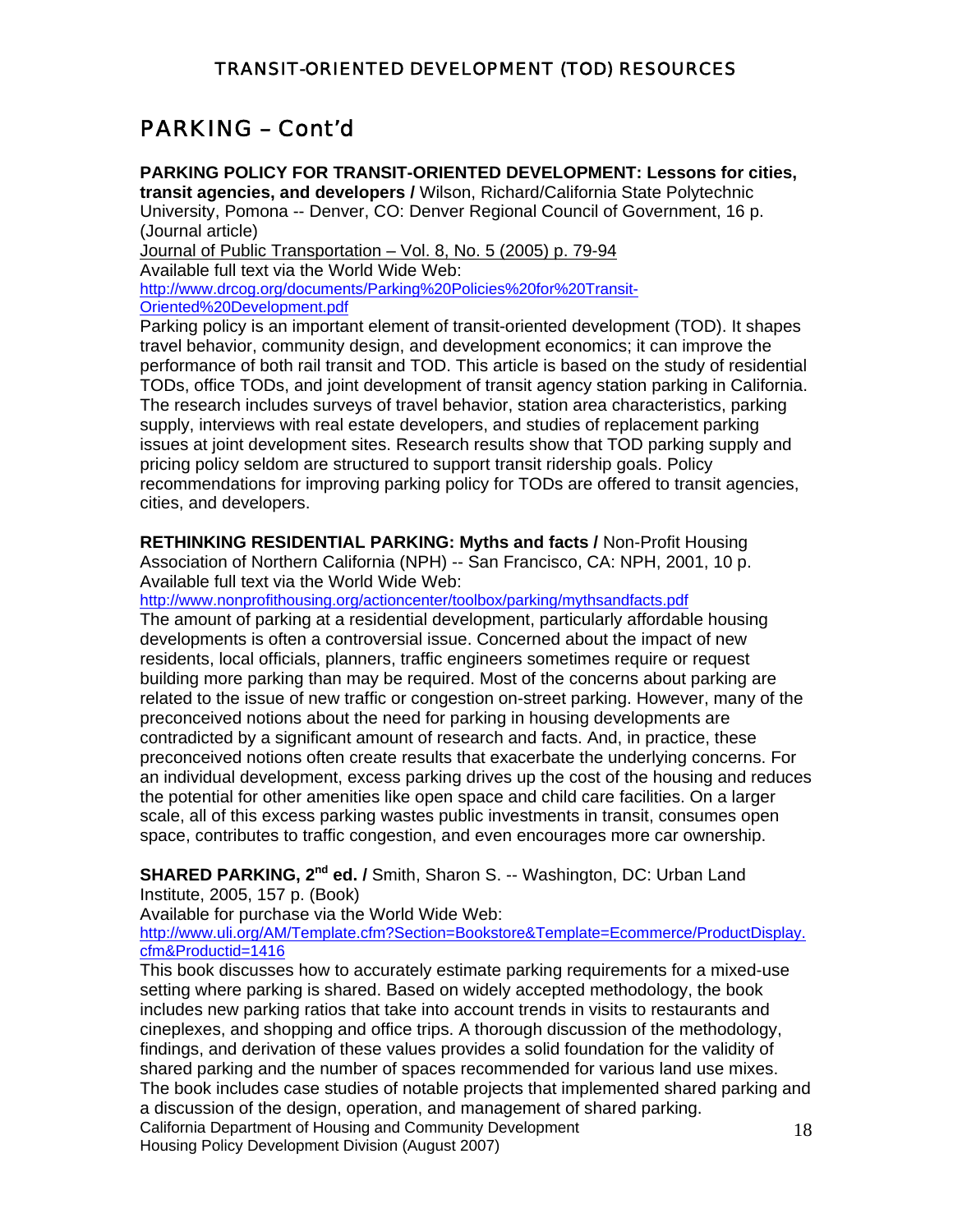## PARKING – Cont'd

**PARKING POLICY FOR TRANSIT-ORIENTED DEVELOPMENT: Lessons for cities, transit agencies, and developers /** Wilson, Richard/California State Polytechnic University, Pomona -- Denver, CO: Denver Regional Council of Government, 16 p. (Journal article)
Journal of Public Transportation – Vol. 8, No. 5 (2005) p. 79-94
Available full text via the World Wide Web:
http://www.drcog.org/documents/Parking%20Policies%20for%20Transit-Oriented%20Development.pdf
Parking policy is an important element of transit-oriented development (TOD). It shapes travel behavior, community design, and development economics; it can improve the performance of both rail transit and TOD. This article is based on the study of residential TODs, office TODs, and joint development of transit agency station parking in California. The research includes surveys of travel behavior, station area characteristics, parking supply, interviews with real estate developers, and studies of replacement parking issues at joint development sites. Research results show that TOD parking supply and pricing policy seldom are structured to support transit ridership goals. Policy recommendations for improving parking policy for TODs are offered to transit agencies, cities, and developers.

**RETHINKING RESIDENTIAL PARKING: Myths and facts /** Non-Profit Housing Association of Northern California (NPH) -- San Francisco, CA: NPH, 2001, 10 p.
Available full text via the World Wide Web:
http://www.nonprofithousing.org/actioncenter/toolbox/parking/mythsandfacts.pdf
The amount of parking at a residential development, particularly affordable housing developments is often a controversial issue. Concerned about the impact of new residents, local officials, planners, traffic engineers sometimes require or request building more parking than may be required. Most of the concerns about parking are related to the issue of new traffic or congestion on-street parking. However, many of the preconceived notions about the need for parking in housing developments are contradicted by a significant amount of research and facts. And, in practice, these preconceived notions often create results that exacerbate the underlying concerns. For an individual development, excess parking drives up the cost of the housing and reduces the potential for other amenities like open space and child care facilities. On a larger scale, all of this excess parking wastes public investments in transit, consumes open space, contributes to traffic congestion, and even encourages more car ownership.

**SHARED PARKING, 2nd ed. /** Smith, Sharon S. -- Washington, DC: Urban Land Institute, 2005, 157 p. (Book)
Available for purchase via the World Wide Web:
http://www.uli.org/AM/Template.cfm?Section=Bookstore&Template=Ecommerce/ProductDisplay.cfm&Productid=1416
This book discusses how to accurately estimate parking requirements for a mixed-use setting where parking is shared. Based on widely accepted methodology, the book includes new parking ratios that take into account trends in visits to restaurants and cineplexes, and shopping and office trips. A thorough discussion of the methodology, findings, and derivation of these values provides a solid foundation for the validity of shared parking and the number of spaces recommended for various land use mixes. The book includes case studies of notable projects that implemented shared parking and a discussion of the design, operation, and management of shared parking.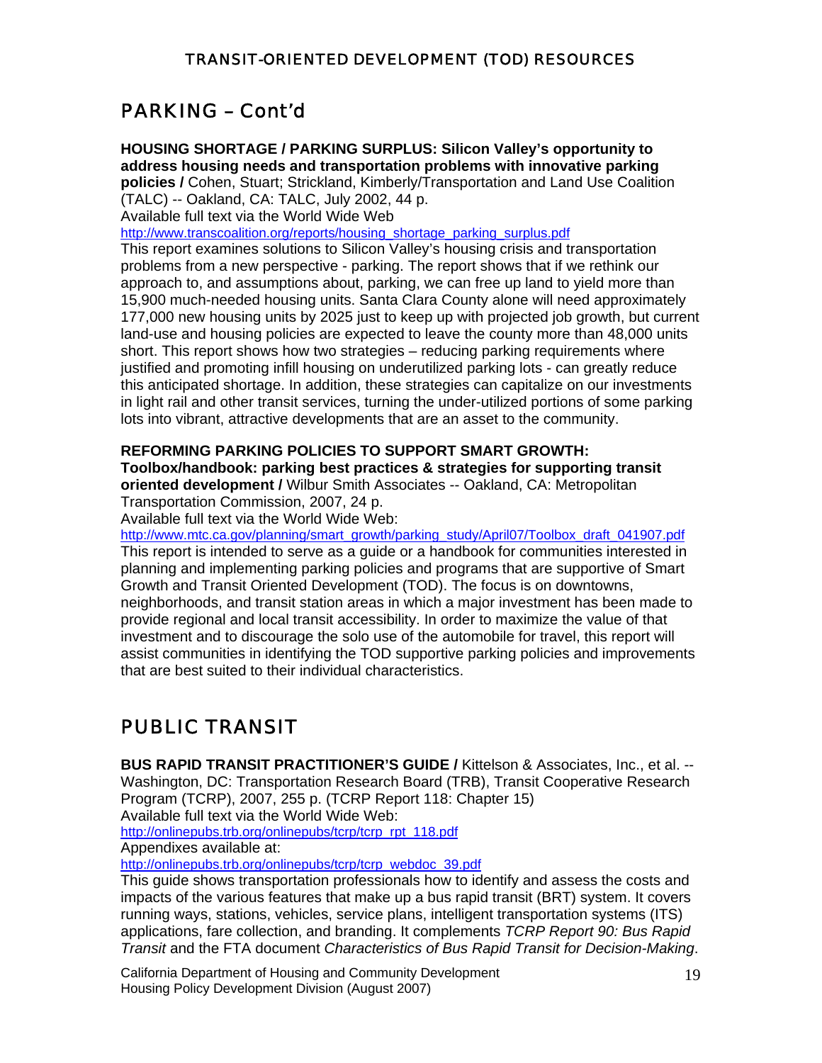## PARKING – Cont'd

**HOUSING SHORTAGE / PARKING SURPLUS: Silicon Valley's opportunity to address housing needs and transportation problems with innovative parking policies /** Cohen, Stuart; Strickland, Kimberly/Transportation and Land Use Coalition (TALC) -- Oakland, CA: TALC, July 2002, 44 p.
Available full text via the World Wide Web
http://www.transcoalition.org/reports/housing_shortage_parking_surplus.pdf
This report examines solutions to Silicon Valley's housing crisis and transportation problems from a new perspective - parking. The report shows that if we rethink our approach to, and assumptions about, parking, we can free up land to yield more than 15,900 much-needed housing units. Santa Clara County alone will need approximately 177,000 new housing units by 2025 just to keep up with projected job growth, but current land-use and housing policies are expected to leave the county more than 48,000 units short. This report shows how two strategies – reducing parking requirements where justified and promoting infill housing on underutilized parking lots - can greatly reduce this anticipated shortage. In addition, these strategies can capitalize on our investments in light rail and other transit services, turning the under-utilized portions of some parking lots into vibrant, attractive developments that are an asset to the community.

**REFORMING PARKING POLICIES TO SUPPORT SMART GROWTH: Toolbox/handbook: parking best practices & strategies for supporting transit oriented development /** Wilbur Smith Associates -- Oakland, CA: Metropolitan Transportation Commission, 2007, 24 p.
Available full text via the World Wide Web:
http://www.mtc.ca.gov/planning/smart_growth/parking_study/April07/Toolbox_draft_041907.pdf
This report is intended to serve as a guide or a handbook for communities interested in planning and implementing parking policies and programs that are supportive of Smart Growth and Transit Oriented Development (TOD). The focus is on downtowns, neighborhoods, and transit station areas in which a major investment has been made to provide regional and local transit accessibility. In order to maximize the value of that investment and to discourage the solo use of the automobile for travel, this report will assist communities in identifying the TOD supportive parking policies and improvements that are best suited to their individual characteristics.

## PUBLIC TRANSIT

**BUS RAPID TRANSIT PRACTITIONER'S GUIDE /** Kittelson & Associates, Inc., et al. -- Washington, DC: Transportation Research Board (TRB), Transit Cooperative Research Program (TCRP), 2007, 255 p. (TCRP Report 118: Chapter 15)
Available full text via the World Wide Web:
http://onlinepubs.trb.org/onlinepubs/tcrp/tcrp_rpt_118.pdf
Appendixes available at:
http://onlinepubs.trb.org/onlinepubs/tcrp/tcrp_webdoc_39.pdf
This guide shows transportation professionals how to identify and assess the costs and impacts of the various features that make up a bus rapid transit (BRT) system. It covers running ways, stations, vehicles, service plans, intelligent transportation systems (ITS) applications, fare collection, and branding. It complements *TCRP Report 90: Bus Rapid Transit* and the FTA document *Characteristics of Bus Rapid Transit for Decision-Making*.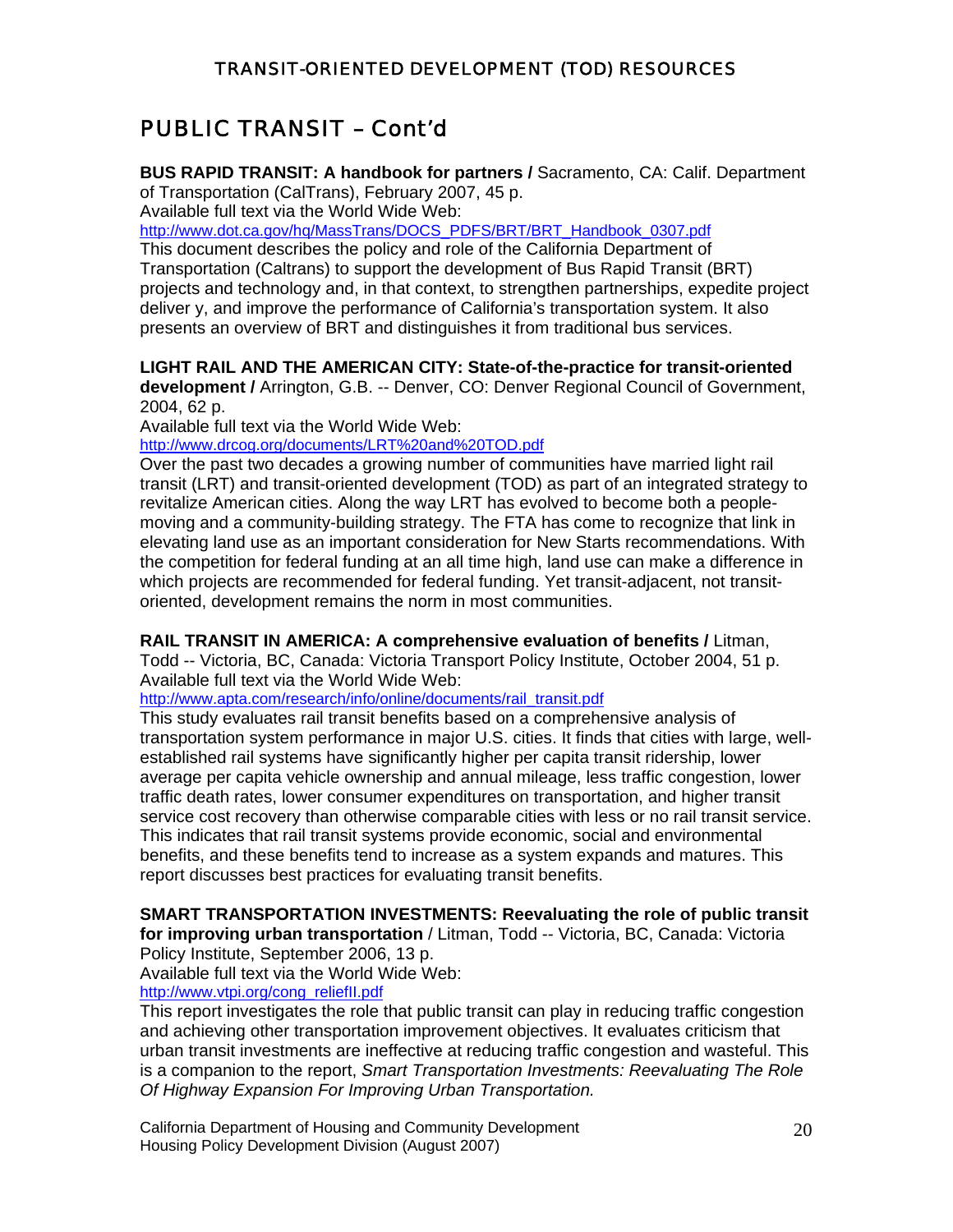## PUBLIC TRANSIT – Cont'd

**BUS RAPID TRANSIT: A handbook for partners /** Sacramento, CA: Calif. Department of Transportation (CalTrans), February 2007, 45 p.
Available full text via the World Wide Web:
http://www.dot.ca.gov/hq/MassTrans/DOCS_PDFS/BRT/BRT_Handbook_0307.pdf
This document describes the policy and role of the California Department of Transportation (Caltrans) to support the development of Bus Rapid Transit (BRT) projects and technology and, in that context, to strengthen partnerships, expedite project deliver y, and improve the performance of California's transportation system. It also presents an overview of BRT and distinguishes it from traditional bus services.

**LIGHT RAIL AND THE AMERICAN CITY: State-of-the-practice for transit-oriented development /** Arrington, G.B. -- Denver, CO: Denver Regional Council of Government, 2004, 62 p.
Available full text via the World Wide Web:
http://www.drcog.org/documents/LRT%20and%20TOD.pdf
Over the past two decades a growing number of communities have married light rail transit (LRT) and transit-oriented development (TOD) as part of an integrated strategy to revitalize American cities. Along the way LRT has evolved to become both a people-moving and a community-building strategy. The FTA has come to recognize that link in elevating land use as an important consideration for New Starts recommendations. With the competition for federal funding at an all time high, land use can make a difference in which projects are recommended for federal funding. Yet transit-adjacent, not transit-oriented, development remains the norm in most communities.

**RAIL TRANSIT IN AMERICA: A comprehensive evaluation of benefits /** Litman, Todd -- Victoria, BC, Canada: Victoria Transport Policy Institute, October 2004, 51 p.
Available full text via the World Wide Web:
http://www.apta.com/research/info/online/documents/rail_transit.pdf
This study evaluates rail transit benefits based on a comprehensive analysis of transportation system performance in major U.S. cities. It finds that cities with large, well-established rail systems have significantly higher per capita transit ridership, lower average per capita vehicle ownership and annual mileage, less traffic congestion, lower traffic death rates, lower consumer expenditures on transportation, and higher transit service cost recovery than otherwise comparable cities with less or no rail transit service. This indicates that rail transit systems provide economic, social and environmental benefits, and these benefits tend to increase as a system expands and matures. This report discusses best practices for evaluating transit benefits.

**SMART TRANSPORTATION INVESTMENTS: Reevaluating the role of public transit for improving urban transportation** / Litman, Todd -- Victoria, BC, Canada: Victoria Policy Institute, September 2006, 13 p.
Available full text via the World Wide Web:
http://www.vtpi.org/cong_reliefII.pdf
This report investigates the role that public transit can play in reducing traffic congestion and achieving other transportation improvement objectives. It evaluates criticism that urban transit investments are ineffective at reducing traffic congestion and wasteful. This is a companion to the report, *Smart Transportation Investments: Reevaluating The Role Of Highway Expansion For Improving Urban Transportation.*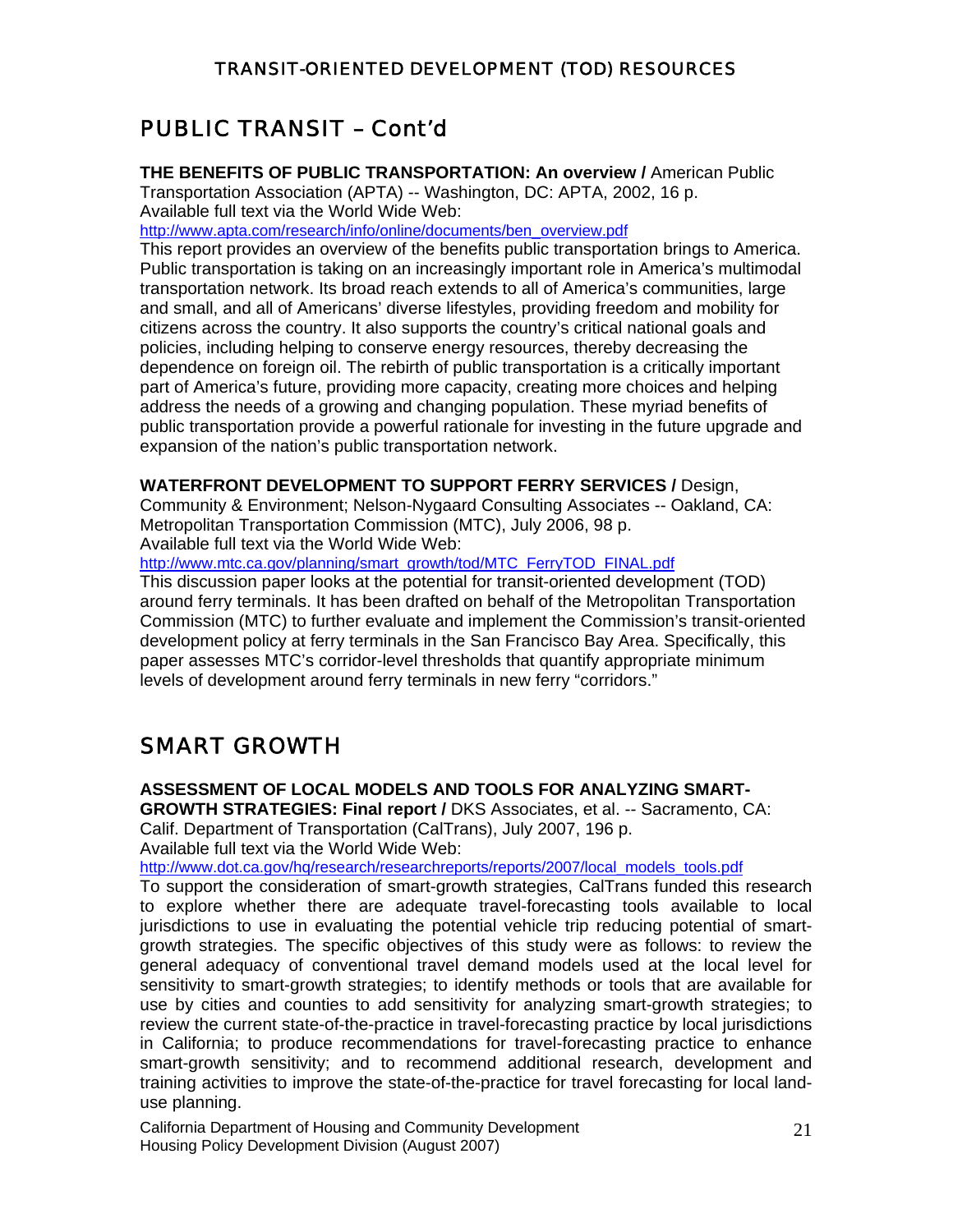## PUBLIC TRANSIT – Cont'd

**THE BENEFITS OF PUBLIC TRANSPORTATION: An overview /** American Public Transportation Association (APTA) -- Washington, DC: APTA, 2002, 16 p.
Available full text via the World Wide Web:
http://www.apta.com/research/info/online/documents/ben_overview.pdf
This report provides an overview of the benefits public transportation brings to America. Public transportation is taking on an increasingly important role in America's multimodal transportation network. Its broad reach extends to all of America's communities, large and small, and all of Americans' diverse lifestyles, providing freedom and mobility for citizens across the country. It also supports the country's critical national goals and policies, including helping to conserve energy resources, thereby decreasing the dependence on foreign oil. The rebirth of public transportation is a critically important part of America's future, providing more capacity, creating more choices and helping address the needs of a growing and changing population. These myriad benefits of public transportation provide a powerful rationale for investing in the future upgrade and expansion of the nation's public transportation network.

**WATERFRONT DEVELOPMENT TO SUPPORT FERRY SERVICES /** Design, Community & Environment; Nelson-Nygaard Consulting Associates -- Oakland, CA: Metropolitan Transportation Commission (MTC), July 2006, 98 p.
Available full text via the World Wide Web:
http://www.mtc.ca.gov/planning/smart_growth/tod/MTC_FerryTOD_FINAL.pdf
This discussion paper looks at the potential for transit-oriented development (TOD) around ferry terminals. It has been drafted on behalf of the Metropolitan Transportation Commission (MTC) to further evaluate and implement the Commission's transit-oriented development policy at ferry terminals in the San Francisco Bay Area. Specifically, this paper assesses MTC's corridor-level thresholds that quantify appropriate minimum levels of development around ferry terminals in new ferry "corridors."

## SMART GROWTH

**ASSESSMENT OF LOCAL MODELS AND TOOLS FOR ANALYZING SMART-GROWTH STRATEGIES: Final report /** DKS Associates, et al. -- Sacramento, CA: Calif. Department of Transportation (CalTrans), July 2007, 196 p.
Available full text via the World Wide Web:
http://www.dot.ca.gov/hq/research/researchreports/reports/2007/local_models_tools.pdf
To support the consideration of smart-growth strategies, CalTrans funded this research to explore whether there are adequate travel-forecasting tools available to local jurisdictions to use in evaluating the potential vehicle trip reducing potential of smart-growth strategies. The specific objectives of this study were as follows: to review the general adequacy of conventional travel demand models used at the local level for sensitivity to smart-growth strategies; to identify methods or tools that are available for use by cities and counties to add sensitivity for analyzing smart-growth strategies; to review the current state-of-the-practice in travel-forecasting practice by local jurisdictions in California; to produce recommendations for travel-forecasting practice to enhance smart-growth sensitivity; and to recommend additional research, development and training activities to improve the state-of-the-practice for travel forecasting for local land-use planning.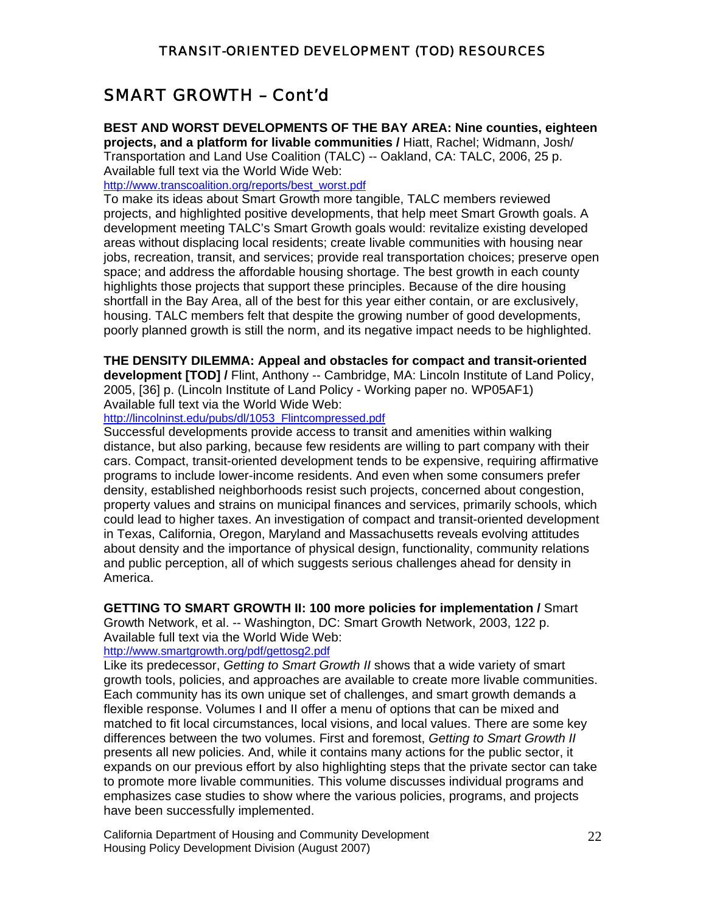## SMART GROWTH – Cont'd

**BEST AND WORST DEVELOPMENTS OF THE BAY AREA: Nine counties, eighteen projects, and a platform for livable communities /** Hiatt, Rachel; Widmann, Josh/ Transportation and Land Use Coalition (TALC) -- Oakland, CA: TALC, 2006, 25 p. Available full text via the World Wide Web:
http://www.transcoalition.org/reports/best_worst.pdf
To make its ideas about Smart Growth more tangible, TALC members reviewed projects, and highlighted positive developments, that help meet Smart Growth goals. A development meeting TALC's Smart Growth goals would: revitalize existing developed areas without displacing local residents; create livable communities with housing near jobs, recreation, transit, and services; provide real transportation choices; preserve open space; and address the affordable housing shortage. The best growth in each county highlights those projects that support these principles. Because of the dire housing shortfall in the Bay Area, all of the best for this year either contain, or are exclusively, housing. TALC members felt that despite the growing number of good developments, poorly planned growth is still the norm, and its negative impact needs to be highlighted.

**THE DENSITY DILEMMA: Appeal and obstacles for compact and transit-oriented development [TOD] /** Flint, Anthony -- Cambridge, MA: Lincoln Institute of Land Policy, 2005, [36] p. (Lincoln Institute of Land Policy - Working paper no. WP05AF1) Available full text via the World Wide Web:
http://lincolninst.edu/pubs/dl/1053_Flintcompressed.pdf
Successful developments provide access to transit and amenities within walking distance, but also parking, because few residents are willing to part company with their cars. Compact, transit-oriented development tends to be expensive, requiring affirmative programs to include lower-income residents. And even when some consumers prefer density, established neighborhoods resist such projects, concerned about congestion, property values and strains on municipal finances and services, primarily schools, which could lead to higher taxes. An investigation of compact and transit-oriented development in Texas, California, Oregon, Maryland and Massachusetts reveals evolving attitudes about density and the importance of physical design, functionality, community relations and public perception, all of which suggests serious challenges ahead for density in America.

**GETTING TO SMART GROWTH II: 100 more policies for implementation /** Smart Growth Network, et al. -- Washington, DC: Smart Growth Network, 2003, 122 p. Available full text via the World Wide Web:
http://www.smartgrowth.org/pdf/gettosg2.pdf
Like its predecessor, *Getting to Smart Growth II* shows that a wide variety of smart growth tools, policies, and approaches are available to create more livable communities. Each community has its own unique set of challenges, and smart growth demands a flexible response. Volumes I and II offer a menu of options that can be mixed and matched to fit local circumstances, local visions, and local values. There are some key differences between the two volumes. First and foremost, *Getting to Smart Growth II* presents all new policies. And, while it contains many actions for the public sector, it expands on our previous effort by also highlighting steps that the private sector can take to promote more livable communities. This volume discusses individual programs and emphasizes case studies to show where the various policies, programs, and projects have been successfully implemented.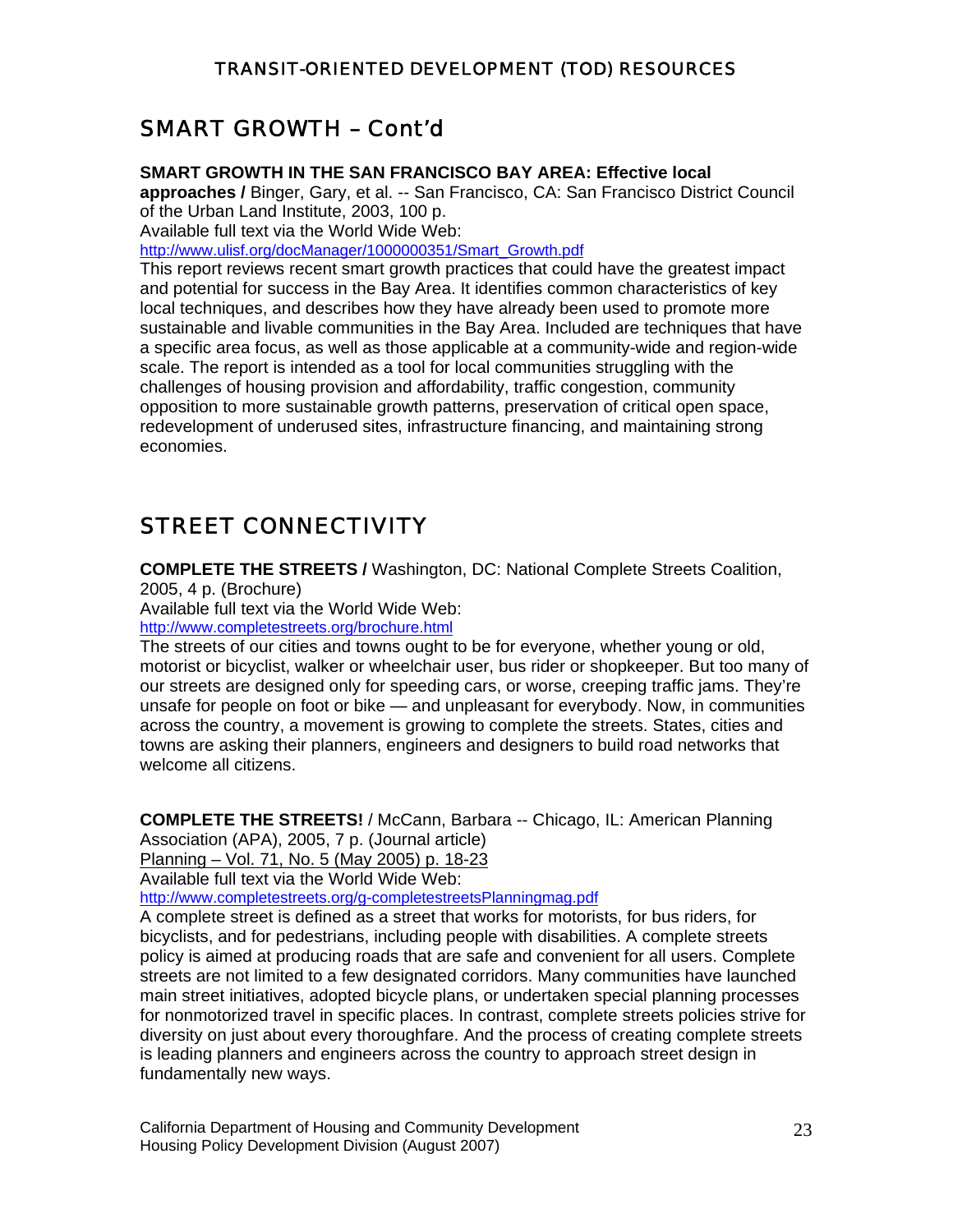## SMART GROWTH – Cont'd

**SMART GROWTH IN THE SAN FRANCISCO BAY AREA: Effective local approaches /** Binger, Gary, et al. -- San Francisco, CA: San Francisco District Council of the Urban Land Institute, 2003, 100 p.
Available full text via the World Wide Web:
http://www.ulisf.org/docManager/1000000351/Smart_Growth.pdf
This report reviews recent smart growth practices that could have the greatest impact and potential for success in the Bay Area. It identifies common characteristics of key local techniques, and describes how they have already been used to promote more sustainable and livable communities in the Bay Area. Included are techniques that have a specific area focus, as well as those applicable at a community-wide and region-wide scale. The report is intended as a tool for local communities struggling with the challenges of housing provision and affordability, traffic congestion, community opposition to more sustainable growth patterns, preservation of critical open space, redevelopment of underused sites, infrastructure financing, and maintaining strong economies.

## STREET CONNECTIVITY

**COMPLETE THE STREETS /** Washington, DC: National Complete Streets Coalition, 2005, 4 p. (Brochure)
Available full text via the World Wide Web:
http://www.completestreets.org/brochure.html
The streets of our cities and towns ought to be for everyone, whether young or old, motorist or bicyclist, walker or wheelchair user, bus rider or shopkeeper. But too many of our streets are designed only for speeding cars, or worse, creeping traffic jams. They're unsafe for people on foot or bike — and unpleasant for everybody. Now, in communities across the country, a movement is growing to complete the streets. States, cities and towns are asking their planners, engineers and designers to build road networks that welcome all citizens.

**COMPLETE THE STREETS!** / McCann, Barbara -- Chicago, IL: American Planning Association (APA), 2005, 7 p. (Journal article)
Planning – Vol. 71, No. 5 (May 2005) p. 18-23
Available full text via the World Wide Web:
http://www.completestreets.org/g-completestreetsPlanningmag.pdf
A complete street is defined as a street that works for motorists, for bus riders, for bicyclists, and for pedestrians, including people with disabilities. A complete streets policy is aimed at producing roads that are safe and convenient for all users. Complete streets are not limited to a few designated corridors. Many communities have launched main street initiatives, adopted bicycle plans, or undertaken special planning processes for nonmotorized travel in specific places. In contrast, complete streets policies strive for diversity on just about every thoroughfare. And the process of creating complete streets is leading planners and engineers across the country to approach street design in fundamentally new ways.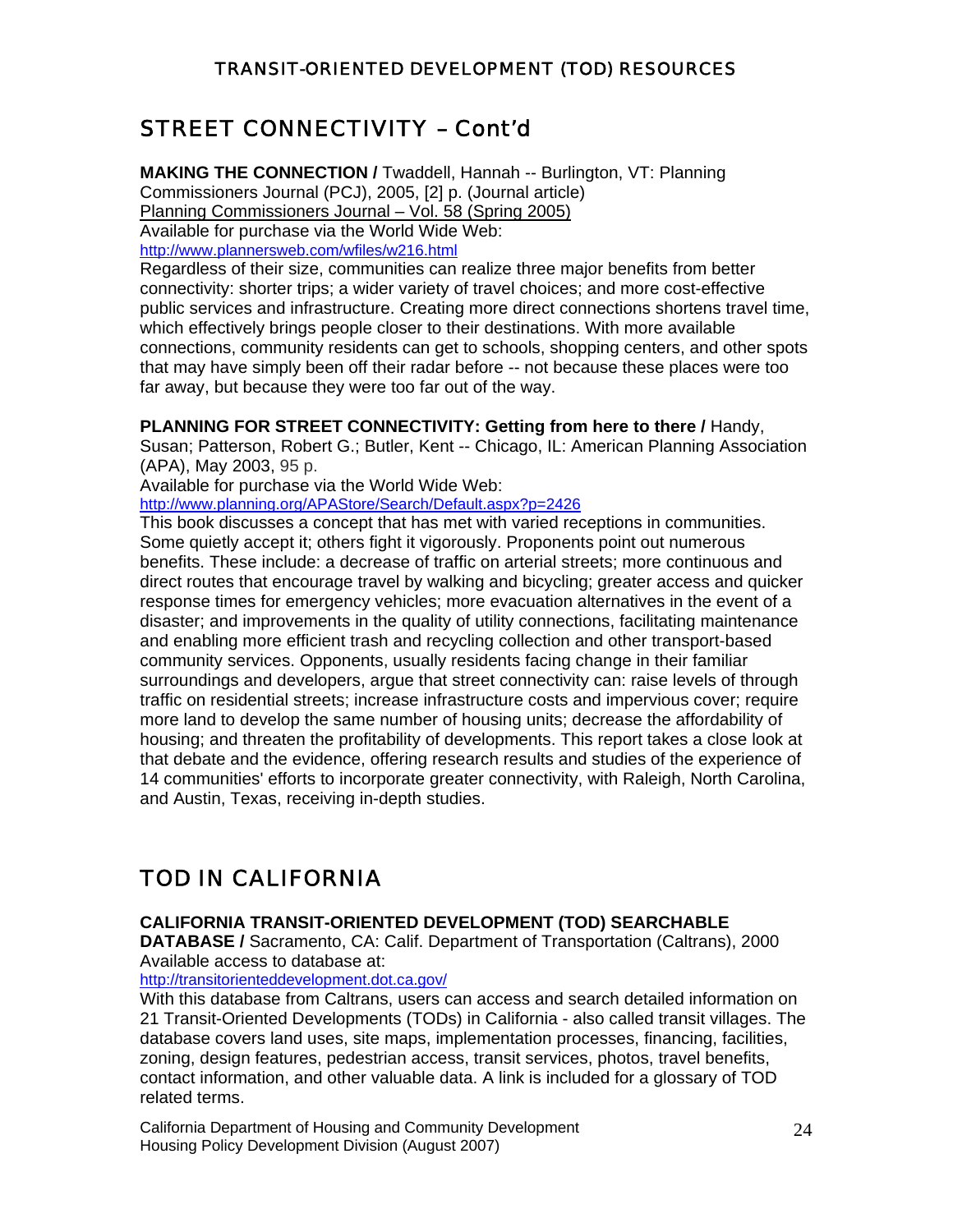## STREET CONNECTIVITY – Cont'd

**MAKING THE CONNECTION /** Twaddell, Hannah -- Burlington, VT: Planning Commissioners Journal (PCJ), 2005, [2] p. (Journal article)
Planning Commissioners Journal – Vol. 58 (Spring 2005)
Available for purchase via the World Wide Web:
http://www.plannersweb.com/wfiles/w216.html
Regardless of their size, communities can realize three major benefits from better connectivity: shorter trips; a wider variety of travel choices; and more cost-effective public services and infrastructure. Creating more direct connections shortens travel time, which effectively brings people closer to their destinations. With more available connections, community residents can get to schools, shopping centers, and other spots that may have simply been off their radar before -- not because these places were too far away, but because they were too far out of the way.

**PLANNING FOR STREET CONNECTIVITY: Getting from here to there /** Handy, Susan; Patterson, Robert G.; Butler, Kent -- Chicago, IL: American Planning Association (APA), May 2003, 95 p.
Available for purchase via the World Wide Web:
http://www.planning.org/APAStore/Search/Default.aspx?p=2426
This book discusses a concept that has met with varied receptions in communities. Some quietly accept it; others fight it vigorously. Proponents point out numerous benefits. These include: a decrease of traffic on arterial streets; more continuous and direct routes that encourage travel by walking and bicycling; greater access and quicker response times for emergency vehicles; more evacuation alternatives in the event of a disaster; and improvements in the quality of utility connections, facilitating maintenance and enabling more efficient trash and recycling collection and other transport-based community services. Opponents, usually residents facing change in their familiar surroundings and developers, argue that street connectivity can: raise levels of through traffic on residential streets; increase infrastructure costs and impervious cover; require more land to develop the same number of housing units; decrease the affordability of housing; and threaten the profitability of developments. This report takes a close look at that debate and the evidence, offering research results and studies of the experience of 14 communities' efforts to incorporate greater connectivity, with Raleigh, North Carolina, and Austin, Texas, receiving in-depth studies.

## TOD IN CALIFORNIA

**CALIFORNIA TRANSIT-ORIENTED DEVELOPMENT (TOD) SEARCHABLE DATABASE /** Sacramento, CA: Calif. Department of Transportation (Caltrans), 2000
Available access to database at:
http://transitorienteddevelopment.dot.ca.gov/
With this database from Caltrans, users can access and search detailed information on 21 Transit-Oriented Developments (TODs) in California - also called transit villages. The database covers land uses, site maps, implementation processes, financing, facilities, zoning, design features, pedestrian access, transit services, photos, travel benefits, contact information, and other valuable data. A link is included for a glossary of TOD related terms.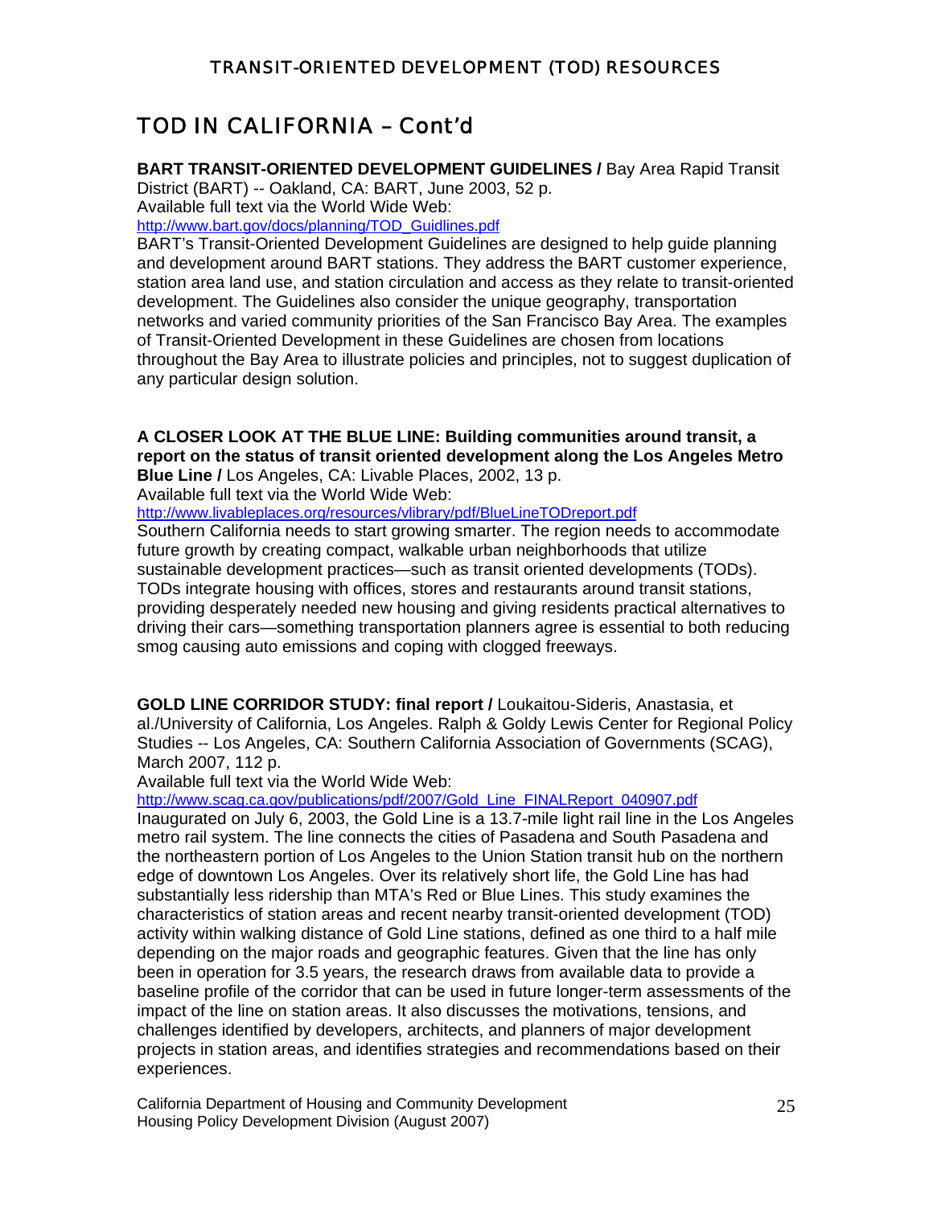## TOD IN CALIFORNIA – Cont'd

**BART TRANSIT-ORIENTED DEVELOPMENT GUIDELINES /** Bay Area Rapid Transit District (BART) -- Oakland, CA: BART, June 2003, 52 p.
Available full text via the World Wide Web:
http://www.bart.gov/docs/planning/TOD_Guidlines.pdf
BART's Transit-Oriented Development Guidelines are designed to help guide planning and development around BART stations. They address the BART customer experience, station area land use, and station circulation and access as they relate to transit-oriented development. The Guidelines also consider the unique geography, transportation networks and varied community priorities of the San Francisco Bay Area. The examples of Transit-Oriented Development in these Guidelines are chosen from locations throughout the Bay Area to illustrate policies and principles, not to suggest duplication of any particular design solution.

**A CLOSER LOOK AT THE BLUE LINE: Building communities around transit, a report on the status of transit oriented development along the Los Angeles Metro Blue Line /** Los Angeles, CA: Livable Places, 2002, 13 p.
Available full text via the World Wide Web:
http://www.livableplaces.org/resources/vlibrary/pdf/BlueLineTODreport.pdf
Southern California needs to start growing smarter. The region needs to accommodate future growth by creating compact, walkable urban neighborhoods that utilize sustainable development practices—such as transit oriented developments (TODs). TODs integrate housing with offices, stores and restaurants around transit stations, providing desperately needed new housing and giving residents practical alternatives to driving their cars—something transportation planners agree is essential to both reducing smog causing auto emissions and coping with clogged freeways.

**GOLD LINE CORRIDOR STUDY: final report /** Loukaitou-Sideris, Anastasia, et al./University of California, Los Angeles. Ralph & Goldy Lewis Center for Regional Policy Studies -- Los Angeles, CA: Southern California Association of Governments (SCAG), March 2007, 112 p.
Available full text via the World Wide Web:
http://www.scag.ca.gov/publications/pdf/2007/Gold_Line_FINALReport_040907.pdf
Inaugurated on July 6, 2003, the Gold Line is a 13.7-mile light rail line in the Los Angeles metro rail system. The line connects the cities of Pasadena and South Pasadena and the northeastern portion of Los Angeles to the Union Station transit hub on the northern edge of downtown Los Angeles. Over its relatively short life, the Gold Line has had substantially less ridership than MTA's Red or Blue Lines. This study examines the characteristics of station areas and recent nearby transit-oriented development (TOD) activity within walking distance of Gold Line stations, defined as one third to a half mile depending on the major roads and geographic features. Given that the line has only been in operation for 3.5 years, the research draws from available data to provide a baseline profile of the corridor that can be used in future longer-term assessments of the impact of the line on station areas. It also discusses the motivations, tensions, and challenges identified by developers, architects, and planners of major development projects in station areas, and identifies strategies and recommendations based on their experiences.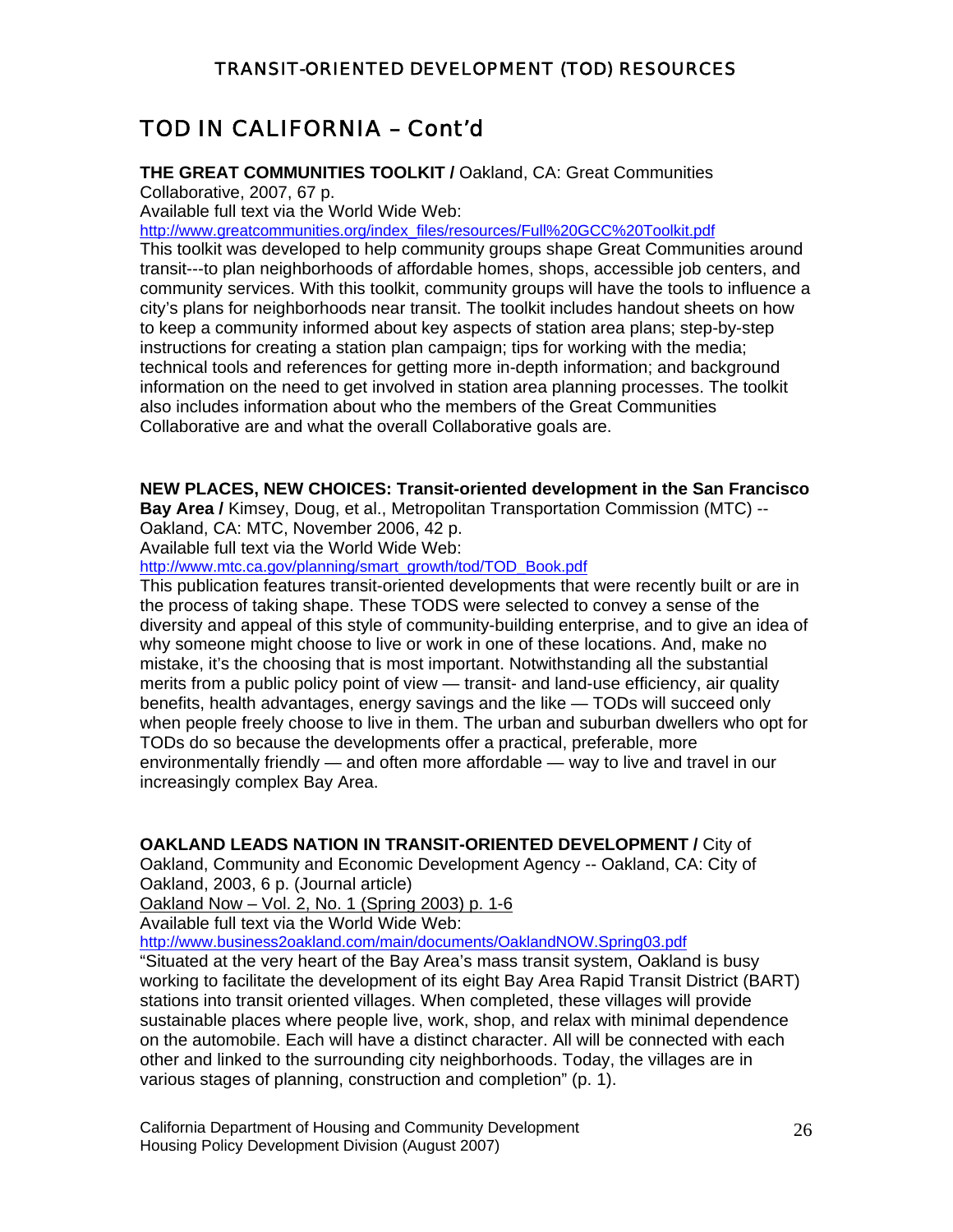## TOD IN CALIFORNIA – Cont'd

**THE GREAT COMMUNITIES TOOLKIT /** Oakland, CA: Great Communities Collaborative, 2007, 67 p.
Available full text via the World Wide Web:
http://www.greatcommunities.org/index_files/resources/Full%20GCC%20Toolkit.pdf
This toolkit was developed to help community groups shape Great Communities around transit---to plan neighborhoods of affordable homes, shops, accessible job centers, and community services. With this toolkit, community groups will have the tools to influence a city's plans for neighborhoods near transit. The toolkit includes handout sheets on how to keep a community informed about key aspects of station area plans; step-by-step instructions for creating a station plan campaign; tips for working with the media; technical tools and references for getting more in-depth information; and background information on the need to get involved in station area planning processes. The toolkit also includes information about who the members of the Great Communities Collaborative are and what the overall Collaborative goals are.

**NEW PLACES, NEW CHOICES: Transit-oriented development in the San Francisco Bay Area /** Kimsey, Doug, et al., Metropolitan Transportation Commission (MTC) -- Oakland, CA: MTC, November 2006, 42 p.
Available full text via the World Wide Web:
http://www.mtc.ca.gov/planning/smart_growth/tod/TOD_Book.pdf
This publication features transit-oriented developments that were recently built or are in the process of taking shape. These TODS were selected to convey a sense of the diversity and appeal of this style of community-building enterprise, and to give an idea of why someone might choose to live or work in one of these locations. And, make no mistake, it's the choosing that is most important. Notwithstanding all the substantial merits from a public policy point of view — transit- and land-use efficiency, air quality benefits, health advantages, energy savings and the like — TODs will succeed only when people freely choose to live in them. The urban and suburban dwellers who opt for TODs do so because the developments offer a practical, preferable, more environmentally friendly — and often more affordable — way to live and travel in our increasingly complex Bay Area.

**OAKLAND LEADS NATION IN TRANSIT-ORIENTED DEVELOPMENT /** City of Oakland, Community and Economic Development Agency -- Oakland, CA: City of Oakland, 2003, 6 p. (Journal article)
Oakland Now – Vol. 2, No. 1 (Spring 2003) p. 1-6
Available full text via the World Wide Web:
http://www.business2oakland.com/main/documents/OaklandNOW.Spring03.pdf
"Situated at the very heart of the Bay Area's mass transit system, Oakland is busy working to facilitate the development of its eight Bay Area Rapid Transit District (BART) stations into transit oriented villages. When completed, these villages will provide sustainable places where people live, work, shop, and relax with minimal dependence on the automobile. Each will have a distinct character. All will be connected with each other and linked to the surrounding city neighborhoods. Today, the villages are in various stages of planning, construction and completion" (p. 1).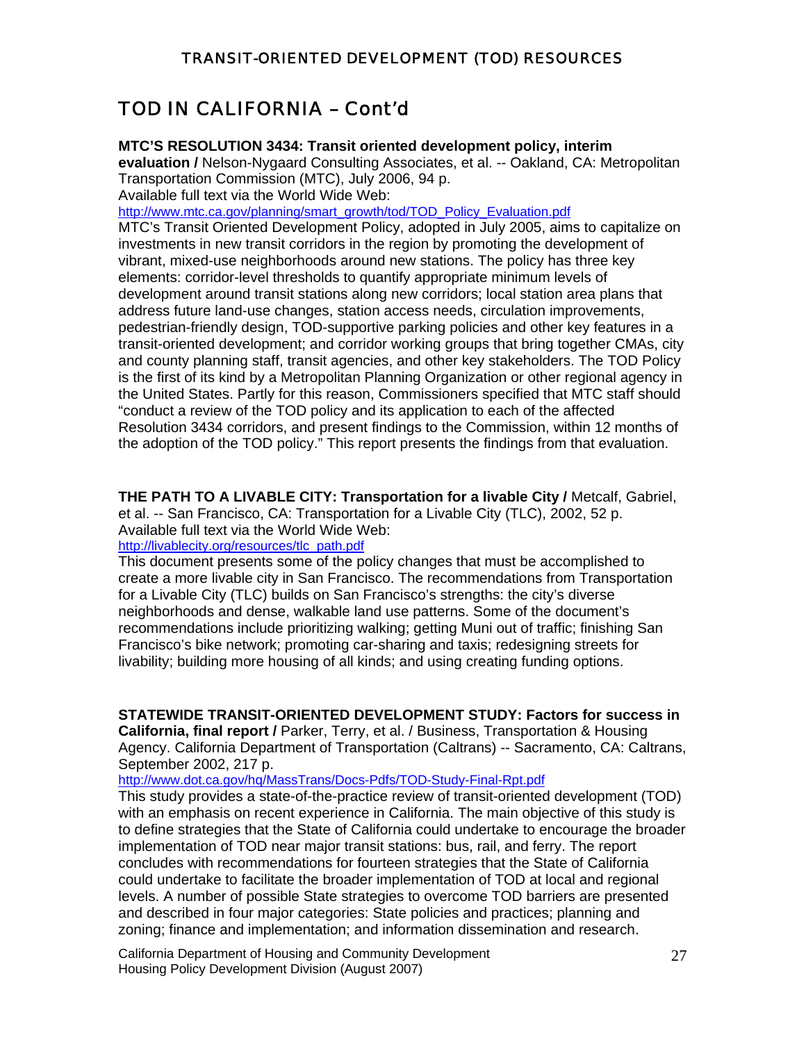## TOD IN CALIFORNIA – Cont'd

**MTC'S RESOLUTION 3434: Transit oriented development policy, interim evaluation /** Nelson-Nygaard Consulting Associates, et al. -- Oakland, CA: Metropolitan Transportation Commission (MTC), July 2006, 94 p.
Available full text via the World Wide Web:
http://www.mtc.ca.gov/planning/smart_growth/tod/TOD_Policy_Evaluation.pdf
MTC's Transit Oriented Development Policy, adopted in July 2005, aims to capitalize on investments in new transit corridors in the region by promoting the development of vibrant, mixed-use neighborhoods around new stations. The policy has three key elements: corridor-level thresholds to quantify appropriate minimum levels of development around transit stations along new corridors; local station area plans that address future land-use changes, station access needs, circulation improvements, pedestrian-friendly design, TOD-supportive parking policies and other key features in a transit-oriented development; and corridor working groups that bring together CMAs, city and county planning staff, transit agencies, and other key stakeholders. The TOD Policy is the first of its kind by a Metropolitan Planning Organization or other regional agency in the United States. Partly for this reason, Commissioners specified that MTC staff should "conduct a review of the TOD policy and its application to each of the affected Resolution 3434 corridors, and present findings to the Commission, within 12 months of the adoption of the TOD policy." This report presents the findings from that evaluation.

**THE PATH TO A LIVABLE CITY: Transportation for a livable City /** Metcalf, Gabriel, et al. -- San Francisco, CA: Transportation for a Livable City (TLC), 2002, 52 p.
Available full text via the World Wide Web:
http://livablecity.org/resources/tlc_path.pdf
This document presents some of the policy changes that must be accomplished to create a more livable city in San Francisco. The recommendations from Transportation for a Livable City (TLC) builds on San Francisco's strengths: the city's diverse neighborhoods and dense, walkable land use patterns. Some of the document's recommendations include prioritizing walking; getting Muni out of traffic; finishing San Francisco's bike network; promoting car-sharing and taxis; redesigning streets for livability; building more housing of all kinds; and using creating funding options.

**STATEWIDE TRANSIT-ORIENTED DEVELOPMENT STUDY: Factors for success in California, final report /** Parker, Terry, et al. / Business, Transportation & Housing Agency. California Department of Transportation (Caltrans) -- Sacramento, CA: Caltrans, September 2002, 217 p.
http://www.dot.ca.gov/hq/MassTrans/Docs-Pdfs/TOD-Study-Final-Rpt.pdf
This study provides a state-of-the-practice review of transit-oriented development (TOD) with an emphasis on recent experience in California. The main objective of this study is to define strategies that the State of California could undertake to encourage the broader implementation of TOD near major transit stations: bus, rail, and ferry. The report concludes with recommendations for fourteen strategies that the State of California could undertake to facilitate the broader implementation of TOD at local and regional levels. A number of possible State strategies to overcome TOD barriers are presented and described in four major categories: State policies and practices; planning and zoning; finance and implementation; and information dissemination and research.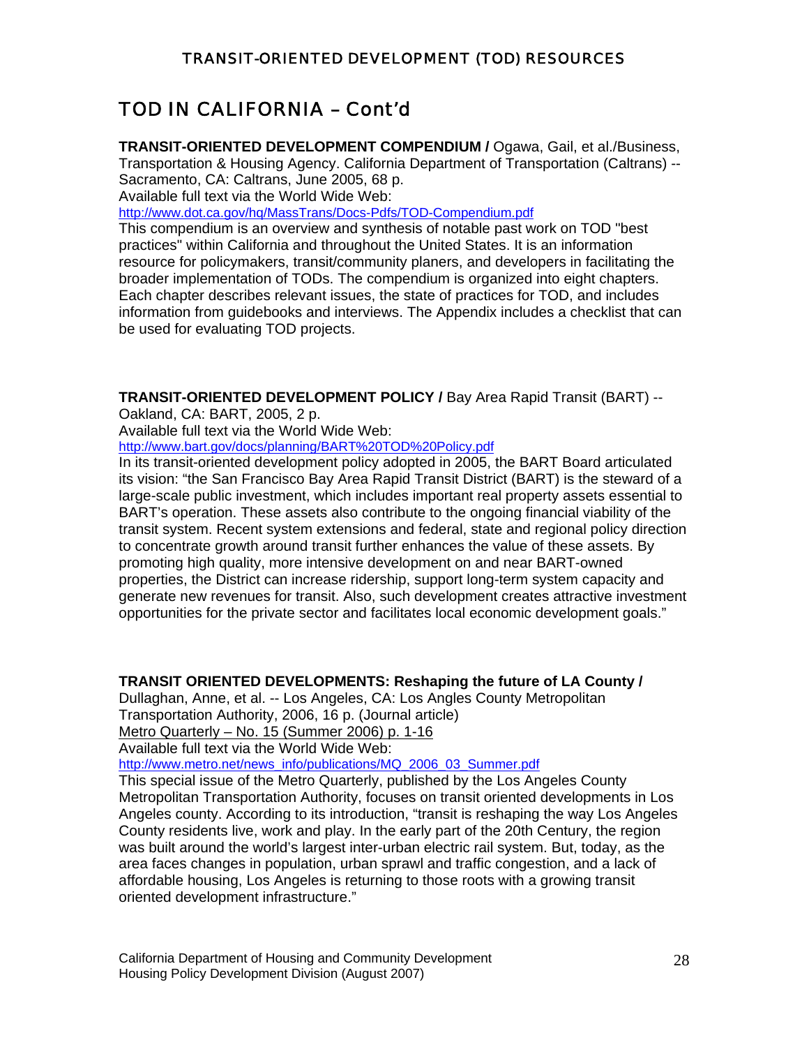## TOD IN CALIFORNIA – Cont'd

**TRANSIT-ORIENTED DEVELOPMENT COMPENDIUM /** Ogawa, Gail, et al./Business, Transportation & Housing Agency. California Department of Transportation (Caltrans) -- Sacramento, CA: Caltrans, June 2005, 68 p.
Available full text via the World Wide Web:
http://www.dot.ca.gov/hq/MassTrans/Docs-Pdfs/TOD-Compendium.pdf
This compendium is an overview and synthesis of notable past work on TOD "best practices" within California and throughout the United States. It is an information resource for policymakers, transit/community planers, and developers in facilitating the broader implementation of TODs. The compendium is organized into eight chapters. Each chapter describes relevant issues, the state of practices for TOD, and includes information from guidebooks and interviews. The Appendix includes a checklist that can be used for evaluating TOD projects.

**TRANSIT-ORIENTED DEVELOPMENT POLICY /** Bay Area Rapid Transit (BART) -- Oakland, CA: BART, 2005, 2 p.
Available full text via the World Wide Web:
http://www.bart.gov/docs/planning/BART%20TOD%20Policy.pdf
In its transit-oriented development policy adopted in 2005, the BART Board articulated its vision: "the San Francisco Bay Area Rapid Transit District (BART) is the steward of a large-scale public investment, which includes important real property assets essential to BART's operation. These assets also contribute to the ongoing financial viability of the transit system. Recent system extensions and federal, state and regional policy direction to concentrate growth around transit further enhances the value of these assets. By promoting high quality, more intensive development on and near BART-owned properties, the District can increase ridership, support long-term system capacity and generate new revenues for transit. Also, such development creates attractive investment opportunities for the private sector and facilitates local economic development goals."

**TRANSIT ORIENTED DEVELOPMENTS: Reshaping the future of LA County /** Dullaghan, Anne, et al. -- Los Angeles, CA: Los Angles County Metropolitan Transportation Authority, 2006, 16 p. (Journal article)
Metro Quarterly – No. 15 (Summer 2006) p. 1-16
Available full text via the World Wide Web:
http://www.metro.net/news_info/publications/MQ_2006_03_Summer.pdf
This special issue of the Metro Quarterly, published by the Los Angeles County Metropolitan Transportation Authority, focuses on transit oriented developments in Los Angeles county. According to its introduction, "transit is reshaping the way Los Angeles County residents live, work and play. In the early part of the 20th Century, the region was built around the world's largest inter-urban electric rail system. But, today, as the area faces changes in population, urban sprawl and traffic congestion, and a lack of affordable housing, Los Angeles is returning to those roots with a growing transit oriented development infrastructure."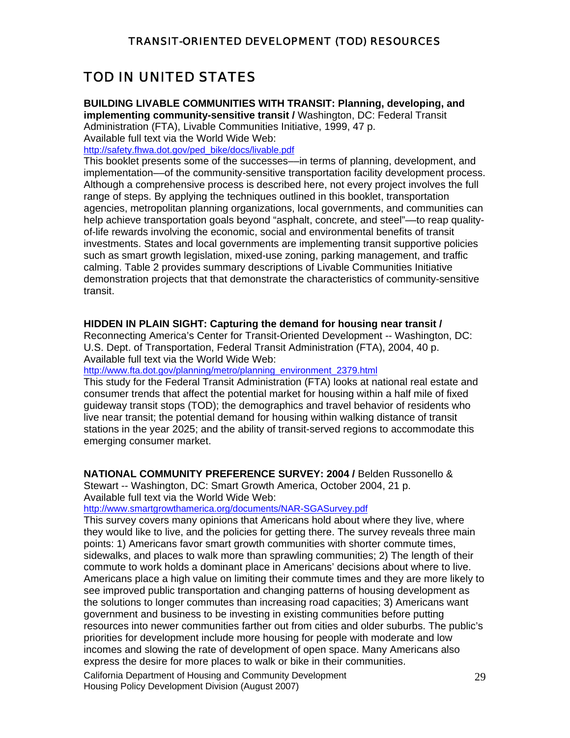## TOD IN UNITED STATES

**BUILDING LIVABLE COMMUNITIES WITH TRANSIT: Planning, developing, and implementing community-sensitive transit /** Washington, DC: Federal Transit Administration (FTA), Livable Communities Initiative, 1999, 47 p.
Available full text via the World Wide Web:
http://safety.fhwa.dot.gov/ped_bike/docs/livable.pdf
This booklet presents some of the successes—in terms of planning, development, and implementation—of the community-sensitive transportation facility development process. Although a comprehensive process is described here, not every project involves the full range of steps. By applying the techniques outlined in this booklet, transportation agencies, metropolitan planning organizations, local governments, and communities can help achieve transportation goals beyond "asphalt, concrete, and steel"—to reap quality-of-life rewards involving the economic, social and environmental benefits of transit investments. States and local governments are implementing transit supportive policies such as smart growth legislation, mixed-use zoning, parking management, and traffic calming. Table 2 provides summary descriptions of Livable Communities Initiative demonstration projects that that demonstrate the characteristics of community-sensitive transit.

**HIDDEN IN PLAIN SIGHT: Capturing the demand for housing near transit /** Reconnecting America's Center for Transit-Oriented Development -- Washington, DC: U.S. Dept. of Transportation, Federal Transit Administration (FTA), 2004, 40 p.
Available full text via the World Wide Web:
http://www.fta.dot.gov/planning/metro/planning_environment_2379.html
This study for the Federal Transit Administration (FTA) looks at national real estate and consumer trends that affect the potential market for housing within a half mile of fixed guideway transit stops (TOD); the demographics and travel behavior of residents who live near transit; the potential demand for housing within walking distance of transit stations in the year 2025; and the ability of transit-served regions to accommodate this emerging consumer market.

**NATIONAL COMMUNITY PREFERENCE SURVEY: 2004 /** Belden Russonello & Stewart -- Washington, DC: Smart Growth America, October 2004, 21 p.
Available full text via the World Wide Web:
http://www.smartgrowthamerica.org/documents/NAR-SGASurvey.pdf
This survey covers many opinions that Americans hold about where they live, where they would like to live, and the policies for getting there. The survey reveals three main points: 1) Americans favor smart growth communities with shorter commute times, sidewalks, and places to walk more than sprawling communities; 2) The length of their commute to work holds a dominant place in Americans' decisions about where to live. Americans place a high value on limiting their commute times and they are more likely to see improved public transportation and changing patterns of housing development as the solutions to longer commutes than increasing road capacities; 3) Americans want government and business to be investing in existing communities before putting resources into newer communities farther out from cities and older suburbs. The public's priorities for development include more housing for people with moderate and low incomes and slowing the rate of development of open space. Many Americans also express the desire for more places to walk or bike in their communities.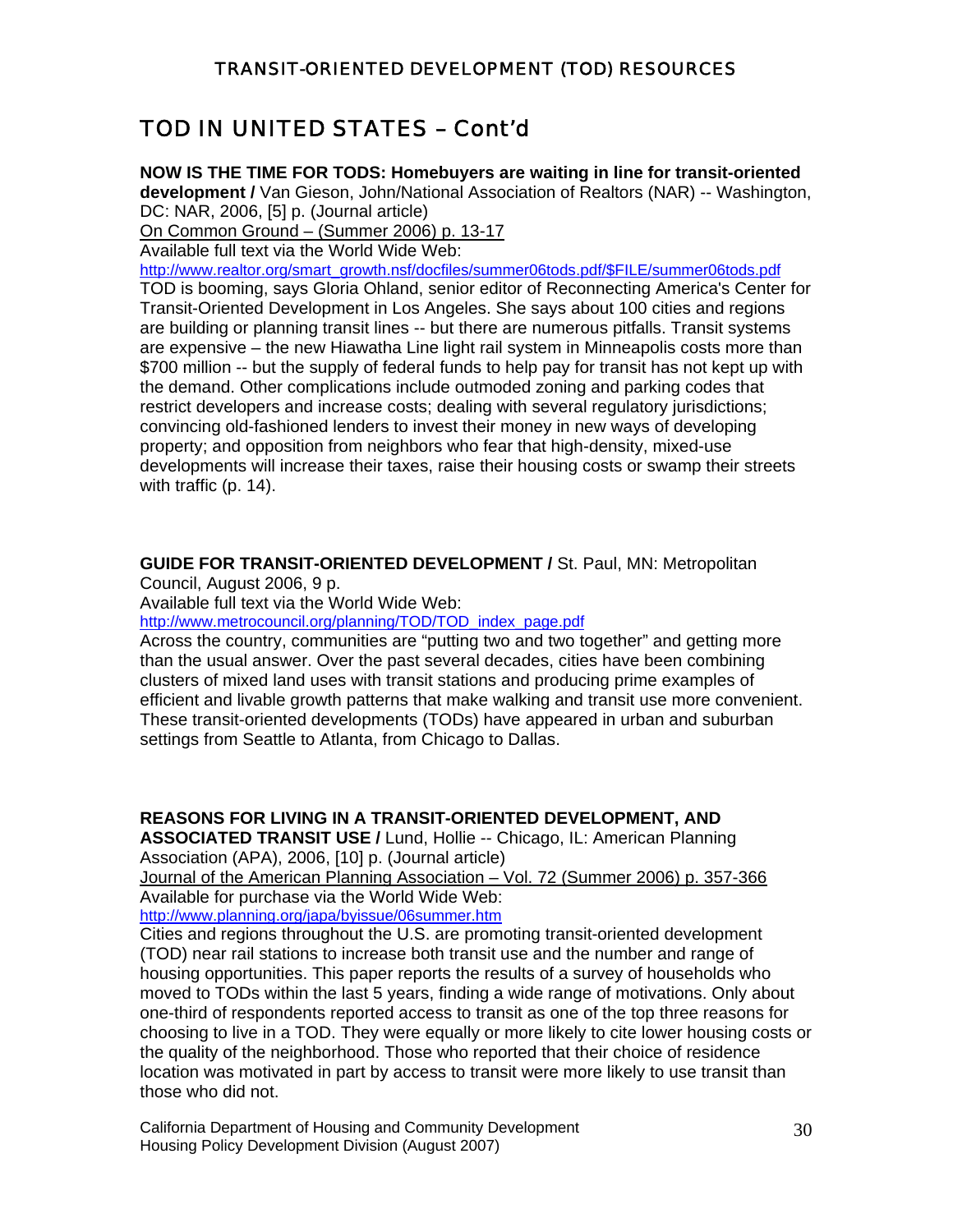## TOD IN UNITED STATES – Cont'd

**NOW IS THE TIME FOR TODS: Homebuyers are waiting in line for transit-oriented development /** Van Gieson, John/National Association of Realtors (NAR) -- Washington, DC: NAR, 2006, [5] p. (Journal article)
On Common Ground – (Summer 2006) p. 13-17
Available full text via the World Wide Web:
http://www.realtor.org/smart_growth.nsf/docfiles/summer06tods.pdf/$FILE/summer06tods.pdf
TOD is booming, says Gloria Ohland, senior editor of Reconnecting America's Center for Transit-Oriented Development in Los Angeles. She says about 100 cities and regions are building or planning transit lines -- but there are numerous pitfalls. Transit systems are expensive – the new Hiawatha Line light rail system in Minneapolis costs more than $700 million -- but the supply of federal funds to help pay for transit has not kept up with the demand. Other complications include outmoded zoning and parking codes that restrict developers and increase costs; dealing with several regulatory jurisdictions; convincing old-fashioned lenders to invest their money in new ways of developing property; and opposition from neighbors who fear that high-density, mixed-use developments will increase their taxes, raise their housing costs or swamp their streets with traffic (p. 14).

**GUIDE FOR TRANSIT-ORIENTED DEVELOPMENT /** St. Paul, MN: Metropolitan Council, August 2006, 9 p.
Available full text via the World Wide Web:
http://www.metrocouncil.org/planning/TOD/TOD_index_page.pdf
Across the country, communities are "putting two and two together" and getting more than the usual answer. Over the past several decades, cities have been combining clusters of mixed land uses with transit stations and producing prime examples of efficient and livable growth patterns that make walking and transit use more convenient. These transit-oriented developments (TODs) have appeared in urban and suburban settings from Seattle to Atlanta, from Chicago to Dallas.

**REASONS FOR LIVING IN A TRANSIT-ORIENTED DEVELOPMENT, AND ASSOCIATED TRANSIT USE /** Lund, Hollie -- Chicago, IL: American Planning Association (APA), 2006, [10] p. (Journal article)
Journal of the American Planning Association – Vol. 72 (Summer 2006) p. 357-366
Available for purchase via the World Wide Web:
http://www.planning.org/japa/byissue/06summer.htm
Cities and regions throughout the U.S. are promoting transit-oriented development (TOD) near rail stations to increase both transit use and the number and range of housing opportunities. This paper reports the results of a survey of households who moved to TODs within the last 5 years, finding a wide range of motivations. Only about one-third of respondents reported access to transit as one of the top three reasons for choosing to live in a TOD. They were equally or more likely to cite lower housing costs or the quality of the neighborhood. Those who reported that their choice of residence location was motivated in part by access to transit were more likely to use transit than those who did not.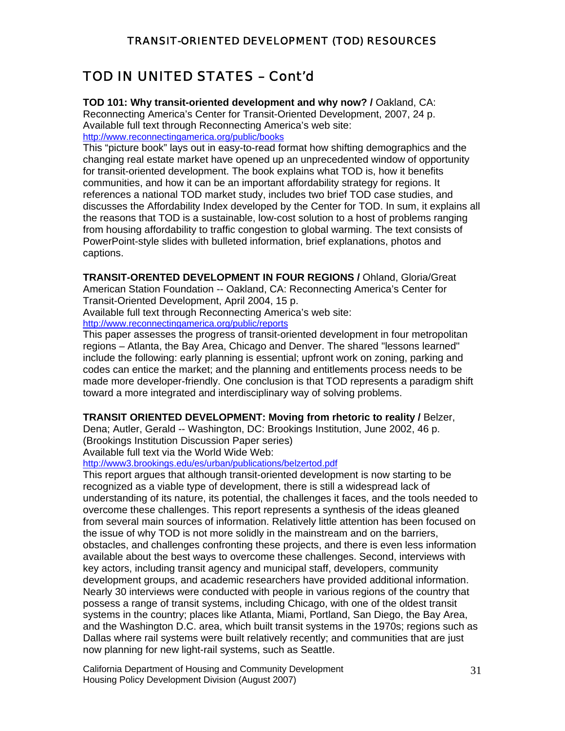## TOD IN UNITED STATES – Cont'd

**TOD 101: Why transit-oriented development and why now? /** Oakland, CA: Reconnecting America's Center for Transit-Oriented Development, 2007, 24 p.
Available full text through Reconnecting America's web site:
http://www.reconnectingamerica.org/public/books

This "picture book" lays out in easy-to-read format how shifting demographics and the changing real estate market have opened up an unprecedented window of opportunity for transit-oriented development. The book explains what TOD is, how it benefits communities, and how it can be an important affordability strategy for regions. It references a national TOD market study, includes two brief TOD case studies, and discusses the Affordability Index developed by the Center for TOD. In sum, it explains all the reasons that TOD is a sustainable, low-cost solution to a host of problems ranging from housing affordability to traffic congestion to global warming. The text consists of PowerPoint-style slides with bulleted information, brief explanations, photos and captions.

**TRANSIT-ORENTED DEVELOPMENT IN FOUR REGIONS /** Ohland, Gloria/Great American Station Foundation -- Oakland, CA: Reconnecting America's Center for Transit-Oriented Development, April 2004, 15 p.
Available full text through Reconnecting America's web site:
http://www.reconnectingamerica.org/public/reports

This paper assesses the progress of transit-oriented development in four metropolitan regions – Atlanta, the Bay Area, Chicago and Denver. The shared "lessons learned" include the following: early planning is essential; upfront work on zoning, parking and codes can entice the market; and the planning and entitlements process needs to be made more developer-friendly. One conclusion is that TOD represents a paradigm shift toward a more integrated and interdisciplinary way of solving problems.

**TRANSIT ORIENTED DEVELOPMENT: Moving from rhetoric to reality /** Belzer, Dena; Autler, Gerald -- Washington, DC: Brookings Institution, June 2002, 46 p. (Brookings Institution Discussion Paper series)
Available full text via the World Wide Web:
http://www3.brookings.edu/es/urban/publications/belzertod.pdf

This report argues that although transit-oriented development is now starting to be recognized as a viable type of development, there is still a widespread lack of understanding of its nature, its potential, the challenges it faces, and the tools needed to overcome these challenges. This report represents a synthesis of the ideas gleaned from several main sources of information. Relatively little attention has been focused on the issue of why TOD is not more solidly in the mainstream and on the barriers, obstacles, and challenges confronting these projects, and there is even less information available about the best ways to overcome these challenges. Second, interviews with key actors, including transit agency and municipal staff, developers, community development groups, and academic researchers have provided additional information. Nearly 30 interviews were conducted with people in various regions of the country that possess a range of transit systems, including Chicago, with one of the oldest transit systems in the country; places like Atlanta, Miami, Portland, San Diego, the Bay Area, and the Washington D.C. area, which built transit systems in the 1970s; regions such as Dallas where rail systems were built relatively recently; and communities that are just now planning for new light-rail systems, such as Seattle.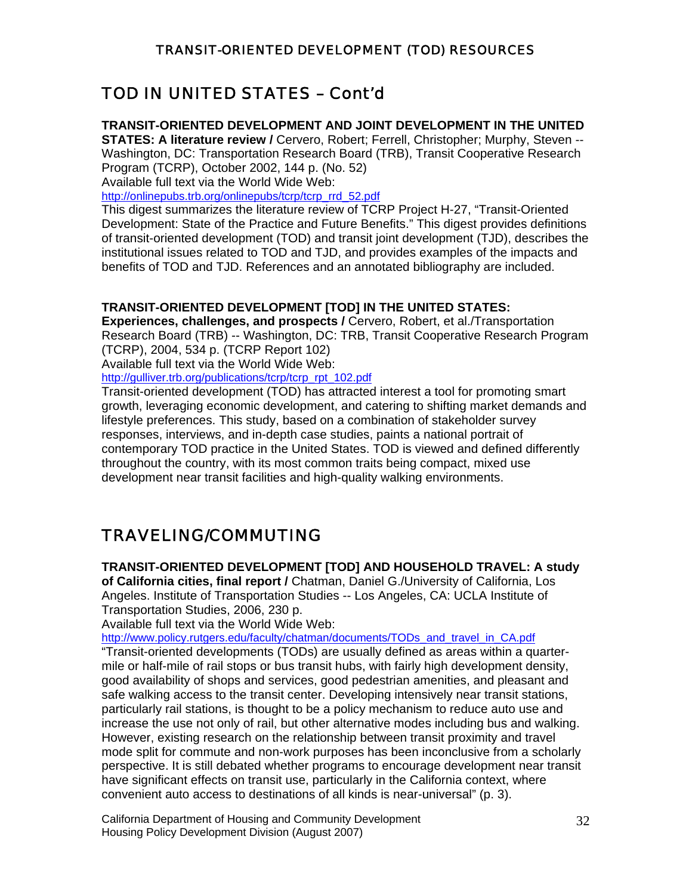# TOD IN UNITED STATES – Cont'd

**TRANSIT-ORIENTED DEVELOPMENT AND JOINT DEVELOPMENT IN THE UNITED STATES: A literature review /** Cervero, Robert; Ferrell, Christopher; Murphy, Steven -- Washington, DC: Transportation Research Board (TRB), Transit Cooperative Research Program (TCRP), October 2002, 144 p. (No. 52)
Available full text via the World Wide Web:
http://onlinepubs.trb.org/onlinepubs/tcrp/tcrp_rrd_52.pdf
This digest summarizes the literature review of TCRP Project H-27, "Transit-Oriented Development: State of the Practice and Future Benefits." This digest provides definitions of transit-oriented development (TOD) and transit joint development (TJD), describes the institutional issues related to TOD and TJD, and provides examples of the impacts and benefits of TOD and TJD. References and an annotated bibliography are included.

**TRANSIT-ORIENTED DEVELOPMENT [TOD] IN THE UNITED STATES: Experiences, challenges, and prospects /** Cervero, Robert, et al./Transportation Research Board (TRB) -- Washington, DC: TRB, Transit Cooperative Research Program (TCRP), 2004, 534 p. (TCRP Report 102)
Available full text via the World Wide Web:
http://gulliver.trb.org/publications/tcrp/tcrp_rpt_102.pdf
Transit-oriented development (TOD) has attracted interest a tool for promoting smart growth, leveraging economic development, and catering to shifting market demands and lifestyle preferences. This study, based on a combination of stakeholder survey responses, interviews, and in-depth case studies, paints a national portrait of contemporary TOD practice in the United States. TOD is viewed and defined differently throughout the country, with its most common traits being compact, mixed use development near transit facilities and high-quality walking environments.

# TRAVELING/COMMUTING

**TRANSIT-ORIENTED DEVELOPMENT [TOD] AND HOUSEHOLD TRAVEL: A study of California cities, final report /** Chatman, Daniel G./University of California, Los Angeles. Institute of Transportation Studies -- Los Angeles, CA: UCLA Institute of Transportation Studies, 2006, 230 p.
Available full text via the World Wide Web:
http://www.policy.rutgers.edu/faculty/chatman/documents/TODs_and_travel_in_CA.pdf
"Transit-oriented developments (TODs) are usually defined as areas within a quarter-mile or half-mile of rail stops or bus transit hubs, with fairly high development density, good availability of shops and services, good pedestrian amenities, and pleasant and safe walking access to the transit center. Developing intensively near transit stations, particularly rail stations, is thought to be a policy mechanism to reduce auto use and increase the use not only of rail, but other alternative modes including bus and walking. However, existing research on the relationship between transit proximity and travel mode split for commute and non-work purposes has been inconclusive from a scholarly perspective. It is still debated whether programs to encourage development near transit have significant effects on transit use, particularly in the California context, where convenient auto access to destinations of all kinds is near-universal" (p. 3).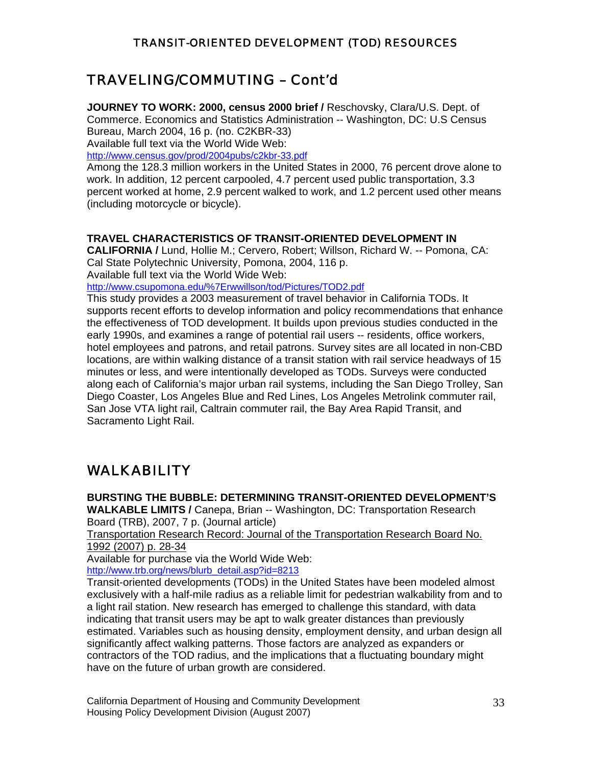## TRAVELING/COMMUTING – Cont'd

**JOURNEY TO WORK: 2000, census 2000 brief /** Reschovsky, Clara/U.S. Dept. of Commerce. Economics and Statistics Administration -- Washington, DC: U.S Census Bureau, March 2004, 16 p. (no. C2KBR-33)
Available full text via the World Wide Web:
http://www.census.gov/prod/2004pubs/c2kbr-33.pdf
Among the 128.3 million workers in the United States in 2000, 76 percent drove alone to work. In addition, 12 percent carpooled, 4.7 percent used public transportation, 3.3 percent worked at home, 2.9 percent walked to work, and 1.2 percent used other means (including motorcycle or bicycle).

**TRAVEL CHARACTERISTICS OF TRANSIT-ORIENTED DEVELOPMENT IN CALIFORNIA /** Lund, Hollie M.; Cervero, Robert; Willson, Richard W. -- Pomona, CA: Cal State Polytechnic University, Pomona, 2004, 116 p.
Available full text via the World Wide Web:
http://www.csupomona.edu/%7Erwwillson/tod/Pictures/TOD2.pdf
This study provides a 2003 measurement of travel behavior in California TODs. It supports recent efforts to develop information and policy recommendations that enhance the effectiveness of TOD development. It builds upon previous studies conducted in the early 1990s, and examines a range of potential rail users -- residents, office workers, hotel employees and patrons, and retail patrons. Survey sites are all located in non-CBD locations, are within walking distance of a transit station with rail service headways of 15 minutes or less, and were intentionally developed as TODs. Surveys were conducted along each of California's major urban rail systems, including the San Diego Trolley, San Diego Coaster, Los Angeles Blue and Red Lines, Los Angeles Metrolink commuter rail, San Jose VTA light rail, Caltrain commuter rail, the Bay Area Rapid Transit, and Sacramento Light Rail.

## WALKABILITY

**BURSTING THE BUBBLE: DETERMINING TRANSIT-ORIENTED DEVELOPMENT'S WALKABLE LIMITS /** Canepa, Brian -- Washington, DC: Transportation Research Board (TRB), 2007, 7 p. (Journal article)
Transportation Research Record: Journal of the Transportation Research Board No. 1992 (2007) p. 28-34
Available for purchase via the World Wide Web:
http://www.trb.org/news/blurb_detail.asp?id=8213
Transit-oriented developments (TODs) in the United States have been modeled almost exclusively with a half-mile radius as a reliable limit for pedestrian walkability from and to a light rail station. New research has emerged to challenge this standard, with data indicating that transit users may be apt to walk greater distances than previously estimated. Variables such as housing density, employment density, and urban design all significantly affect walking patterns. Those factors are analyzed as expanders or contractors of the TOD radius, and the implications that a fluctuating boundary might have on the future of urban growth are considered.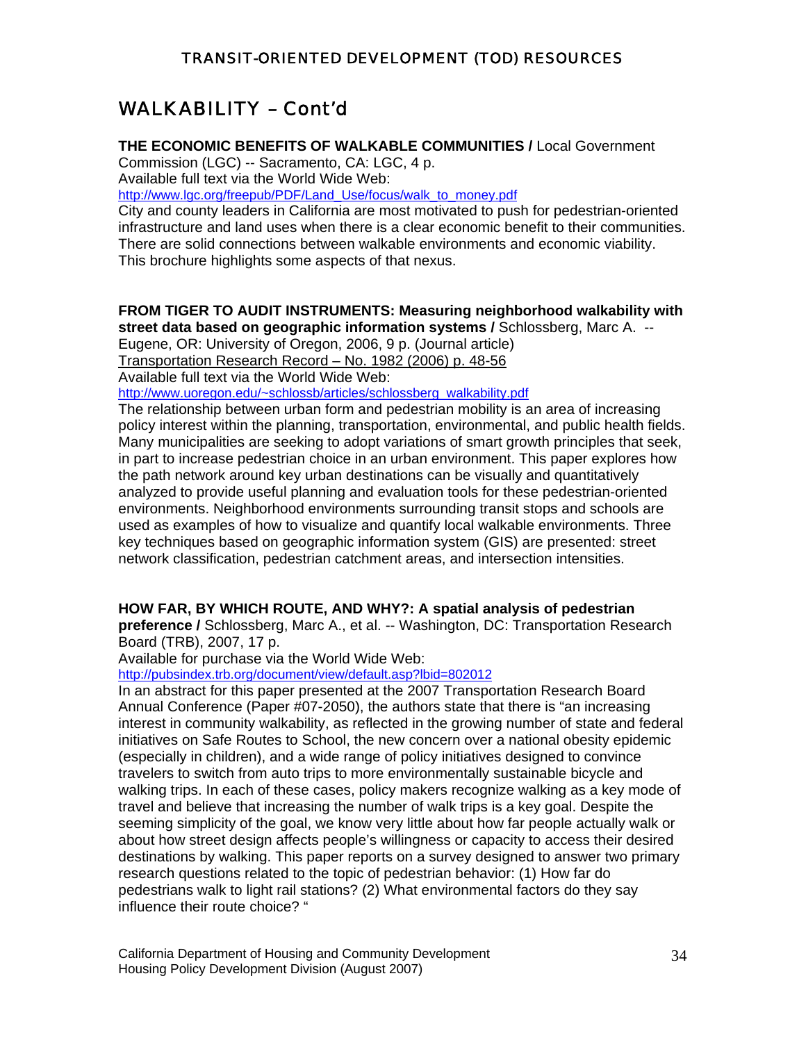## WALKABILITY – Cont'd

**THE ECONOMIC BENEFITS OF WALKABLE COMMUNITIES /** Local Government Commission (LGC) -- Sacramento, CA: LGC, 4 p.
Available full text via the World Wide Web:
http://www.lgc.org/freepub/PDF/Land_Use/focus/walk_to_money.pdf
City and county leaders in California are most motivated to push for pedestrian-oriented infrastructure and land uses when there is a clear economic benefit to their communities. There are solid connections between walkable environments and economic viability. This brochure highlights some aspects of that nexus.

**FROM TIGER TO AUDIT INSTRUMENTS: Measuring neighborhood walkability with street data based on geographic information systems /** Schlossberg, Marc A. -- Eugene, OR: University of Oregon, 2006, 9 p. (Journal article)
Transportation Research Record – No. 1982 (2006) p. 48-56
Available full text via the World Wide Web:
http://www.uoregon.edu/~schlossb/articles/schlossberg_walkability.pdf
The relationship between urban form and pedestrian mobility is an area of increasing policy interest within the planning, transportation, environmental, and public health fields. Many municipalities are seeking to adopt variations of smart growth principles that seek, in part to increase pedestrian choice in an urban environment. This paper explores how the path network around key urban destinations can be visually and quantitatively analyzed to provide useful planning and evaluation tools for these pedestrian-oriented environments. Neighborhood environments surrounding transit stops and schools are used as examples of how to visualize and quantify local walkable environments. Three key techniques based on geographic information system (GIS) are presented: street network classification, pedestrian catchment areas, and intersection intensities.

**HOW FAR, BY WHICH ROUTE, AND WHY?: A spatial analysis of pedestrian preference /** Schlossberg, Marc A., et al. -- Washington, DC: Transportation Research Board (TRB), 2007, 17 p.
Available for purchase via the World Wide Web:
http://pubsindex.trb.org/document/view/default.asp?lbid=802012
In an abstract for this paper presented at the 2007 Transportation Research Board Annual Conference (Paper #07-2050), the authors state that there is "an increasing interest in community walkability, as reflected in the growing number of state and federal initiatives on Safe Routes to School, the new concern over a national obesity epidemic (especially in children), and a wide range of policy initiatives designed to convince travelers to switch from auto trips to more environmentally sustainable bicycle and walking trips. In each of these cases, policy makers recognize walking as a key mode of travel and believe that increasing the number of walk trips is a key goal. Despite the seeming simplicity of the goal, we know very little about how far people actually walk or about how street design affects people's willingness or capacity to access their desired destinations by walking. This paper reports on a survey designed to answer two primary research questions related to the topic of pedestrian behavior: (1) How far do pedestrians walk to light rail stations? (2) What environmental factors do they say influence their route choice? "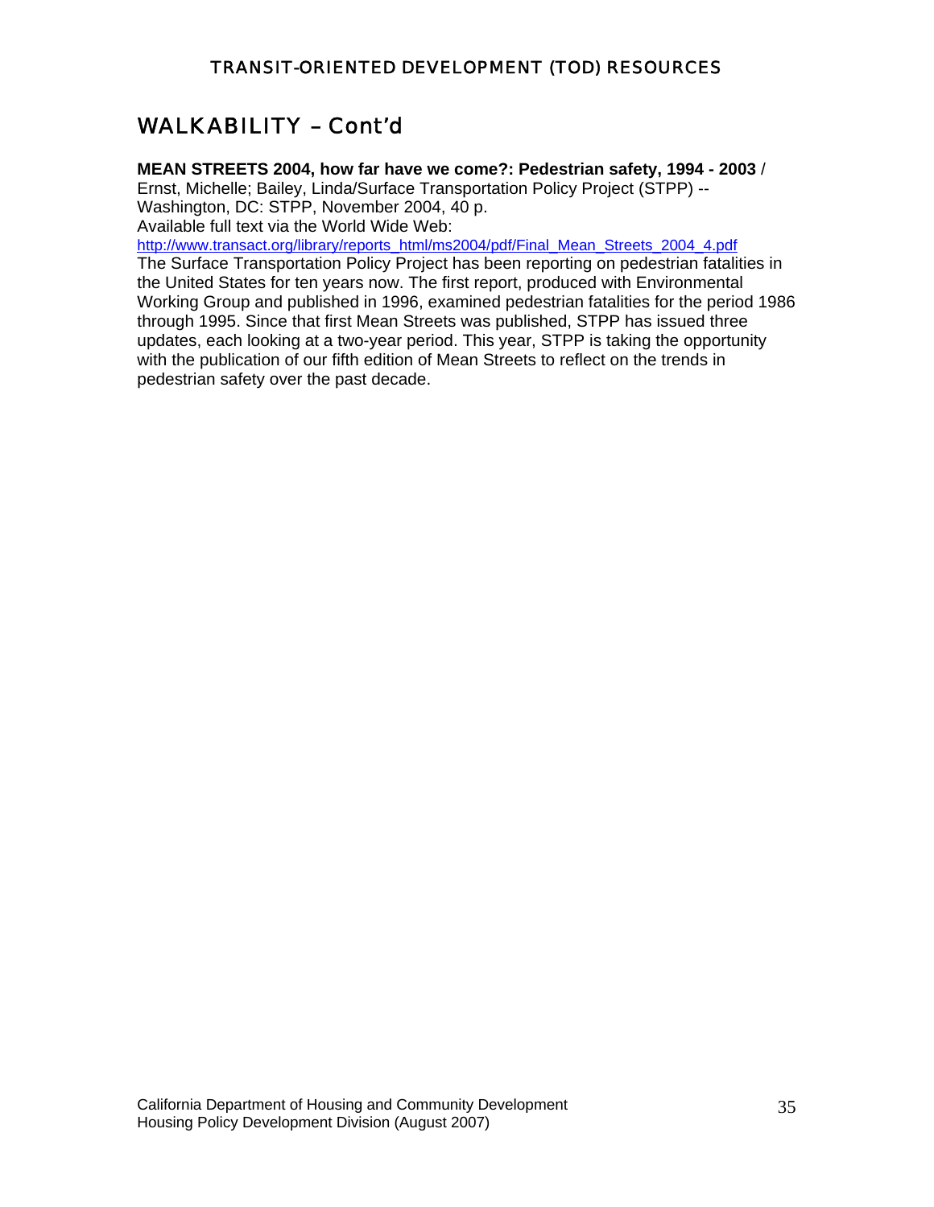## WALKABILITY – Cont'd

**MEAN STREETS 2004, how far have we come?: Pedestrian safety, 1994 - 2003** / Ernst, Michelle; Bailey, Linda/Surface Transportation Policy Project (STPP) -- Washington, DC: STPP, November 2004, 40 p.
Available full text via the World Wide Web:
http://www.transact.org/library/reports_html/ms2004/pdf/Final_Mean_Streets_2004_4.pdf
The Surface Transportation Policy Project has been reporting on pedestrian fatalities in the United States for ten years now. The first report, produced with Environmental Working Group and published in 1996, examined pedestrian fatalities for the period 1986 through 1995. Since that first Mean Streets was published, STPP has issued three updates, each looking at a two-year period. This year, STPP is taking the opportunity with the publication of our fifth edition of Mean Streets to reflect on the trends in pedestrian safety over the past decade.